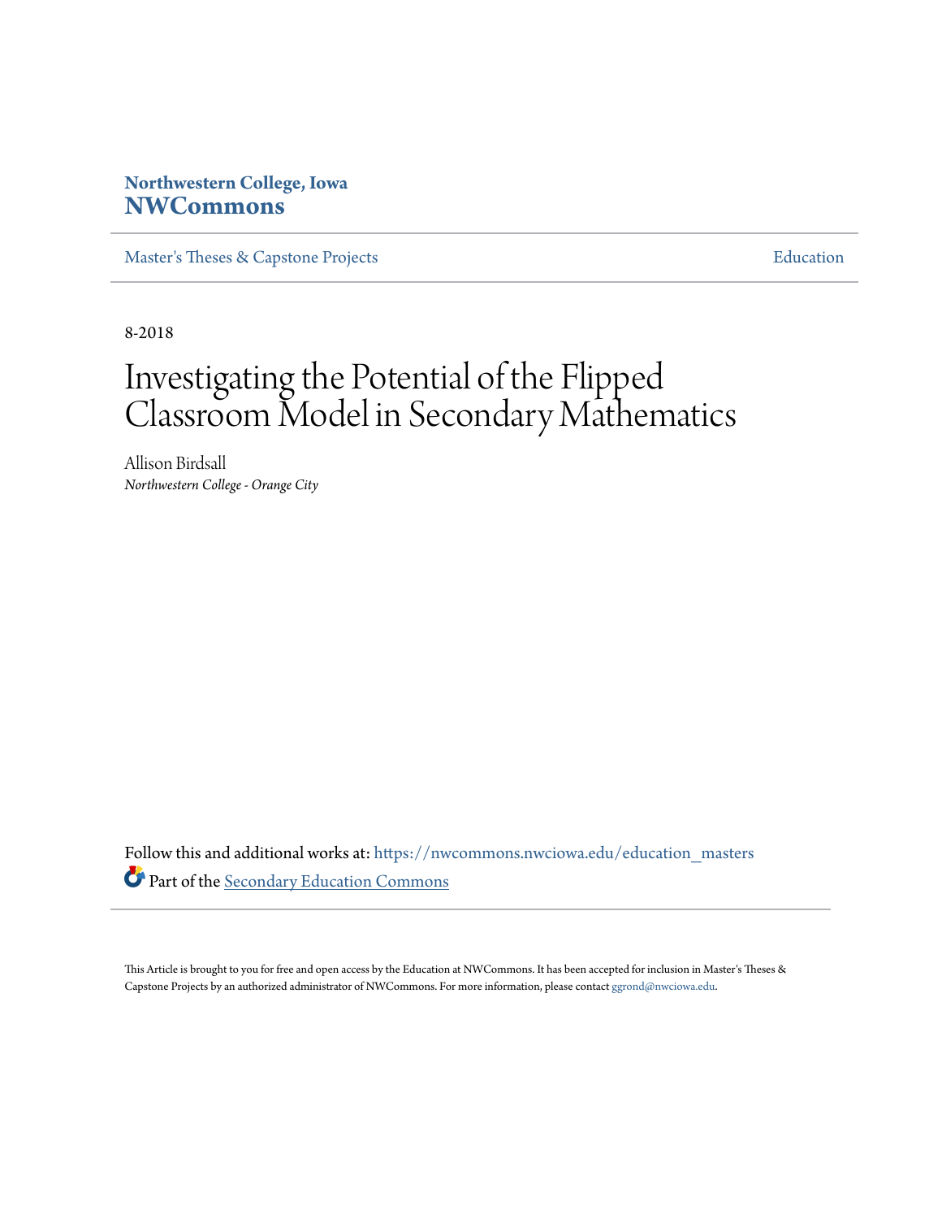**Northwestern College, Iowa**
**NWCommons**

Master's Theses & Capstone Projects | Education

8-2018

# Investigating the Potential of the Flipped Classroom Model in Secondary Mathematics

Allison Birdsall
*Northwestern College - Orange City*

Follow this and additional works at: https://nwcommons.nwciowa.edu/education_masters

Part of the Secondary Education Commons

This Article is brought to you for free and open access by the Education at NWCommons. It has been accepted for inclusion in Master's Theses & Capstone Projects by an authorized administrator of NWCommons. For more information, please contact ggrond@nwciowa.edu.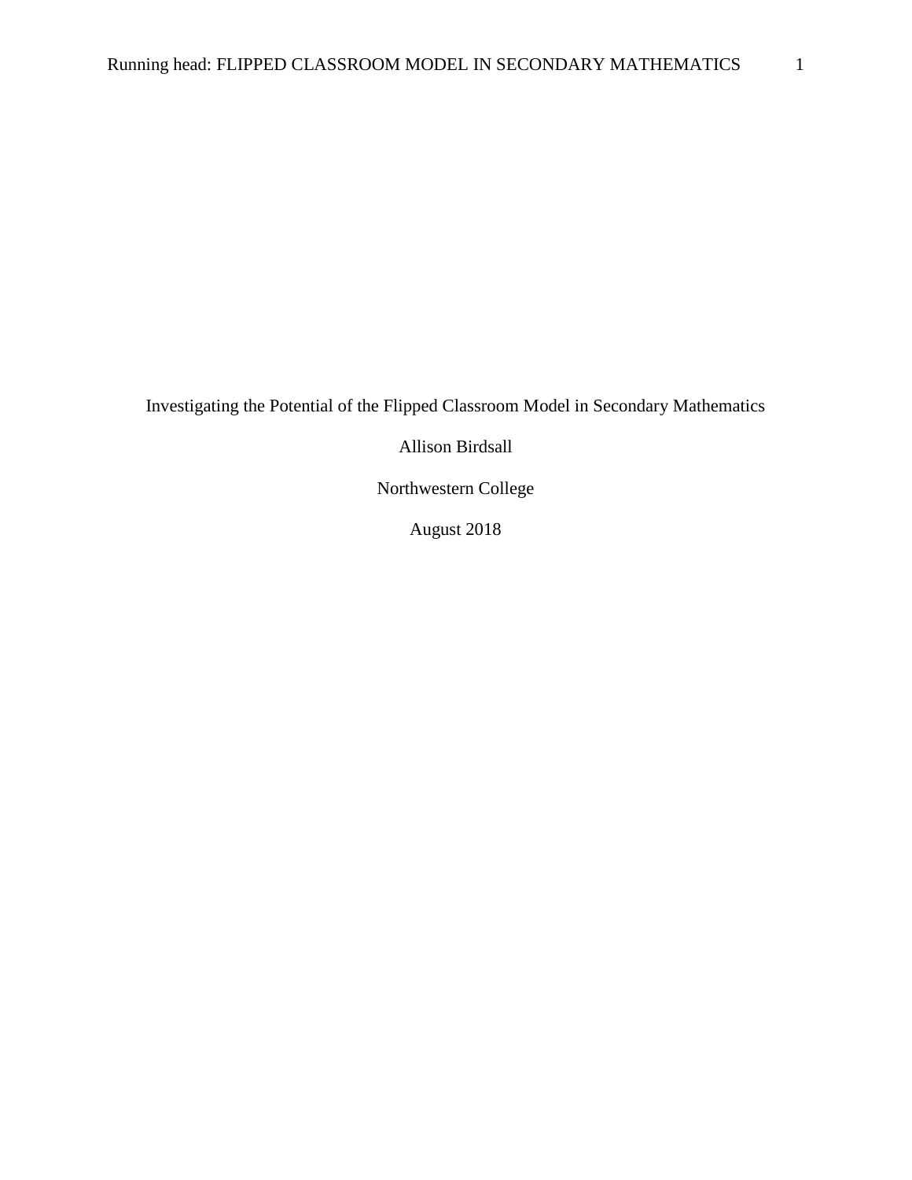Investigating the Potential of the Flipped Classroom Model in Secondary Mathematics

Allison Birdsall

Northwestern College

August 2018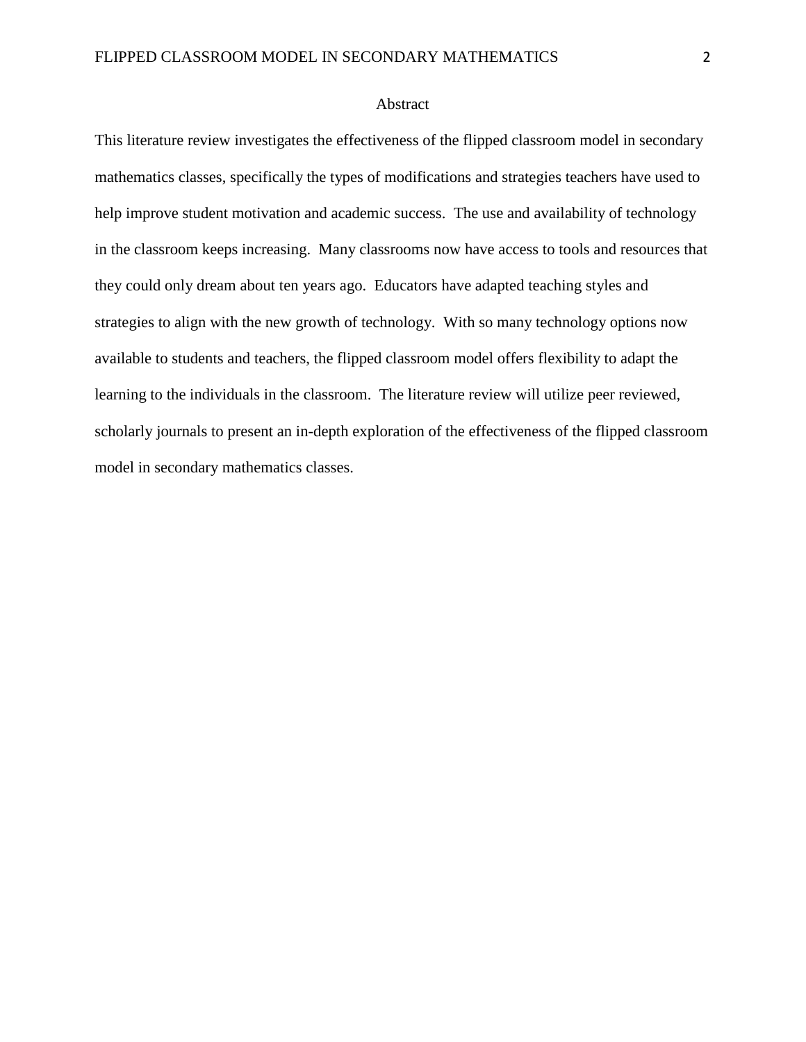# Abstract

This literature review investigates the effectiveness of the flipped classroom model in secondary mathematics classes, specifically the types of modifications and strategies teachers have used to help improve student motivation and academic success. The use and availability of technology in the classroom keeps increasing. Many classrooms now have access to tools and resources that they could only dream about ten years ago. Educators have adapted teaching styles and strategies to align with the new growth of technology. With so many technology options now available to students and teachers, the flipped classroom model offers flexibility to adapt the learning to the individuals in the classroom. The literature review will utilize peer reviewed, scholarly journals to present an in-depth exploration of the effectiveness of the flipped classroom model in secondary mathematics classes.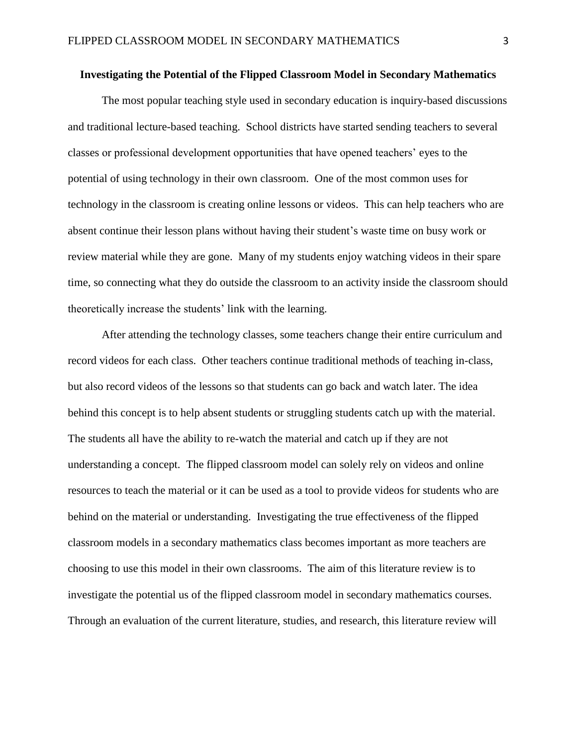**Investigating the Potential of the Flipped Classroom Model in Secondary Mathematics**

The most popular teaching style used in secondary education is inquiry-based discussions and traditional lecture-based teaching. School districts have started sending teachers to several classes or professional development opportunities that have opened teachers' eyes to the potential of using technology in their own classroom. One of the most common uses for technology in the classroom is creating online lessons or videos. This can help teachers who are absent continue their lesson plans without having their student's waste time on busy work or review material while they are gone. Many of my students enjoy watching videos in their spare time, so connecting what they do outside the classroom to an activity inside the classroom should theoretically increase the students' link with the learning.

After attending the technology classes, some teachers change their entire curriculum and record videos for each class. Other teachers continue traditional methods of teaching in-class, but also record videos of the lessons so that students can go back and watch later. The idea behind this concept is to help absent students or struggling students catch up with the material. The students all have the ability to re-watch the material and catch up if they are not understanding a concept. The flipped classroom model can solely rely on videos and online resources to teach the material or it can be used as a tool to provide videos for students who are behind on the material or understanding. Investigating the true effectiveness of the flipped classroom models in a secondary mathematics class becomes important as more teachers are choosing to use this model in their own classrooms. The aim of this literature review is to investigate the potential us of the flipped classroom model in secondary mathematics courses. Through an evaluation of the current literature, studies, and research, this literature review will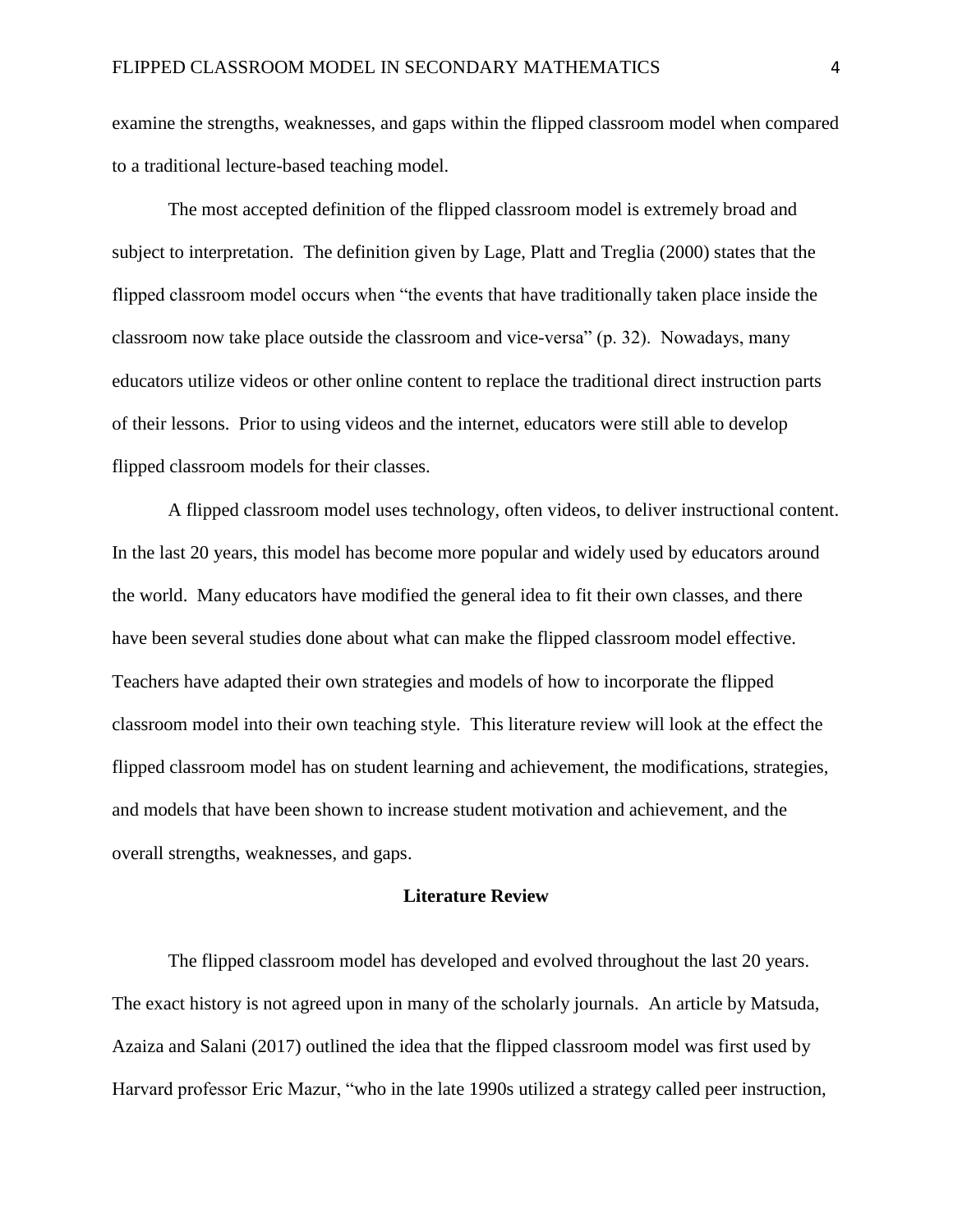examine the strengths, weaknesses, and gaps within the flipped classroom model when compared to a traditional lecture-based teaching model.

The most accepted definition of the flipped classroom model is extremely broad and subject to interpretation. The definition given by Lage, Platt and Treglia (2000) states that the flipped classroom model occurs when "the events that have traditionally taken place inside the classroom now take place outside the classroom and vice-versa" (p. 32). Nowadays, many educators utilize videos or other online content to replace the traditional direct instruction parts of their lessons. Prior to using videos and the internet, educators were still able to develop flipped classroom models for their classes.

A flipped classroom model uses technology, often videos, to deliver instructional content. In the last 20 years, this model has become more popular and widely used by educators around the world. Many educators have modified the general idea to fit their own classes, and there have been several studies done about what can make the flipped classroom model effective. Teachers have adapted their own strategies and models of how to incorporate the flipped classroom model into their own teaching style. This literature review will look at the effect the flipped classroom model has on student learning and achievement, the modifications, strategies, and models that have been shown to increase student motivation and achievement, and the overall strengths, weaknesses, and gaps.

## Literature Review

The flipped classroom model has developed and evolved throughout the last 20 years. The exact history is not agreed upon in many of the scholarly journals. An article by Matsuda, Azaiza and Salani (2017) outlined the idea that the flipped classroom model was first used by Harvard professor Eric Mazur, "who in the late 1990s utilized a strategy called peer instruction,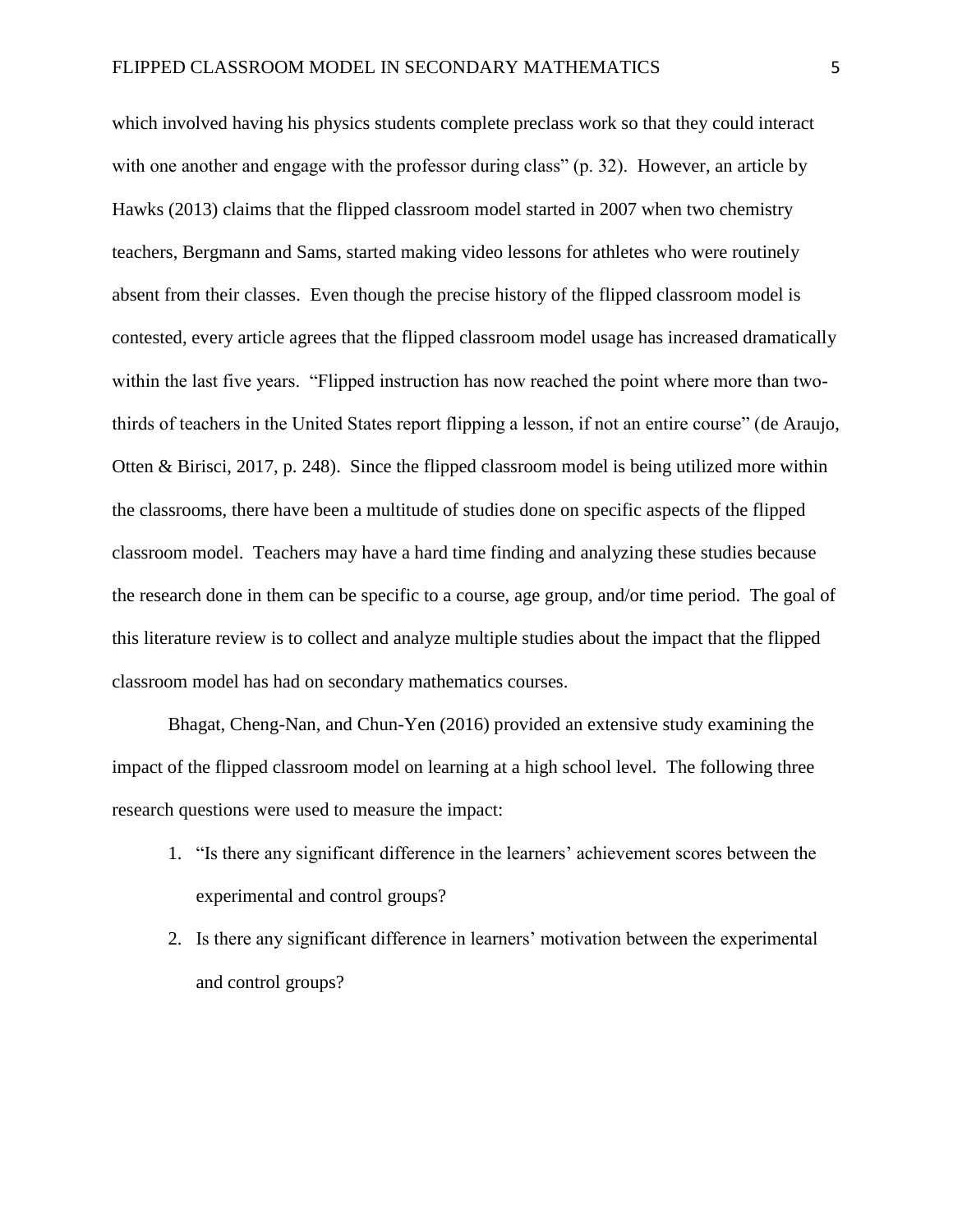which involved having his physics students complete preclass work so that they could interact with one another and engage with the professor during class" (p. 32). However, an article by Hawks (2013) claims that the flipped classroom model started in 2007 when two chemistry teachers, Bergmann and Sams, started making video lessons for athletes who were routinely absent from their classes. Even though the precise history of the flipped classroom model is contested, every article agrees that the flipped classroom model usage has increased dramatically within the last five years. "Flipped instruction has now reached the point where more than two-thirds of teachers in the United States report flipping a lesson, if not an entire course" (de Araujo, Otten & Birisci, 2017, p. 248). Since the flipped classroom model is being utilized more within the classrooms, there have been a multitude of studies done on specific aspects of the flipped classroom model. Teachers may have a hard time finding and analyzing these studies because the research done in them can be specific to a course, age group, and/or time period. The goal of this literature review is to collect and analyze multiple studies about the impact that the flipped classroom model has had on secondary mathematics courses.

Bhagat, Cheng-Nan, and Chun-Yen (2016) provided an extensive study examining the impact of the flipped classroom model on learning at a high school level. The following three research questions were used to measure the impact:

1. "Is there any significant difference in the learners' achievement scores between the experimental and control groups?
2. Is there any significant difference in learners' motivation between the experimental and control groups?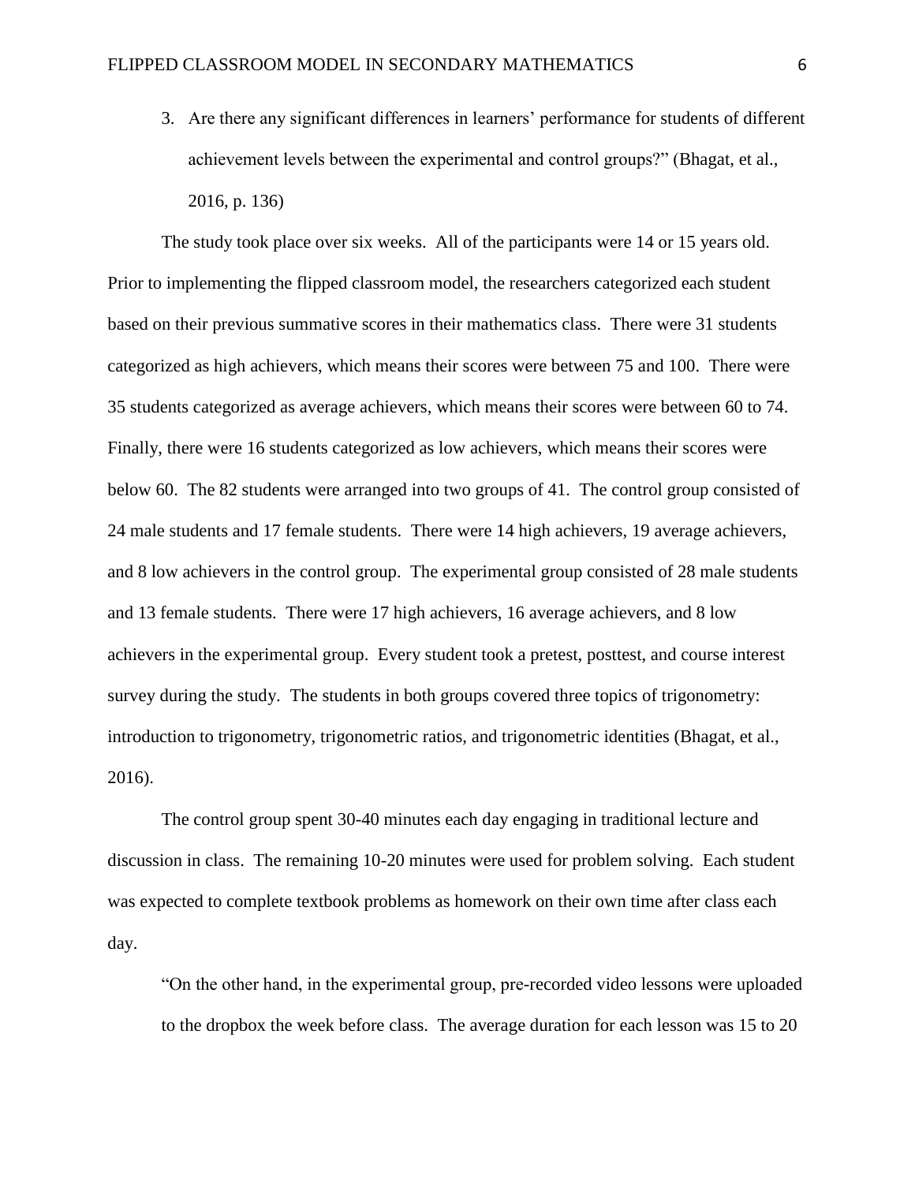3. Are there any significant differences in learners' performance for students of different achievement levels between the experimental and control groups?" (Bhagat, et al., 2016, p. 136)

The study took place over six weeks. All of the participants were 14 or 15 years old. Prior to implementing the flipped classroom model, the researchers categorized each student based on their previous summative scores in their mathematics class. There were 31 students categorized as high achievers, which means their scores were between 75 and 100. There were 35 students categorized as average achievers, which means their scores were between 60 to 74. Finally, there were 16 students categorized as low achievers, which means their scores were below 60. The 82 students were arranged into two groups of 41. The control group consisted of 24 male students and 17 female students. There were 14 high achievers, 19 average achievers, and 8 low achievers in the control group. The experimental group consisted of 28 male students and 13 female students. There were 17 high achievers, 16 average achievers, and 8 low achievers in the experimental group. Every student took a pretest, posttest, and course interest survey during the study. The students in both groups covered three topics of trigonometry: introduction to trigonometry, trigonometric ratios, and trigonometric identities (Bhagat, et al., 2016).

The control group spent 30-40 minutes each day engaging in traditional lecture and discussion in class. The remaining 10-20 minutes were used for problem solving. Each student was expected to complete textbook problems as homework on their own time after class each day.

"On the other hand, in the experimental group, pre-recorded video lessons were uploaded to the dropbox the week before class. The average duration for each lesson was 15 to 20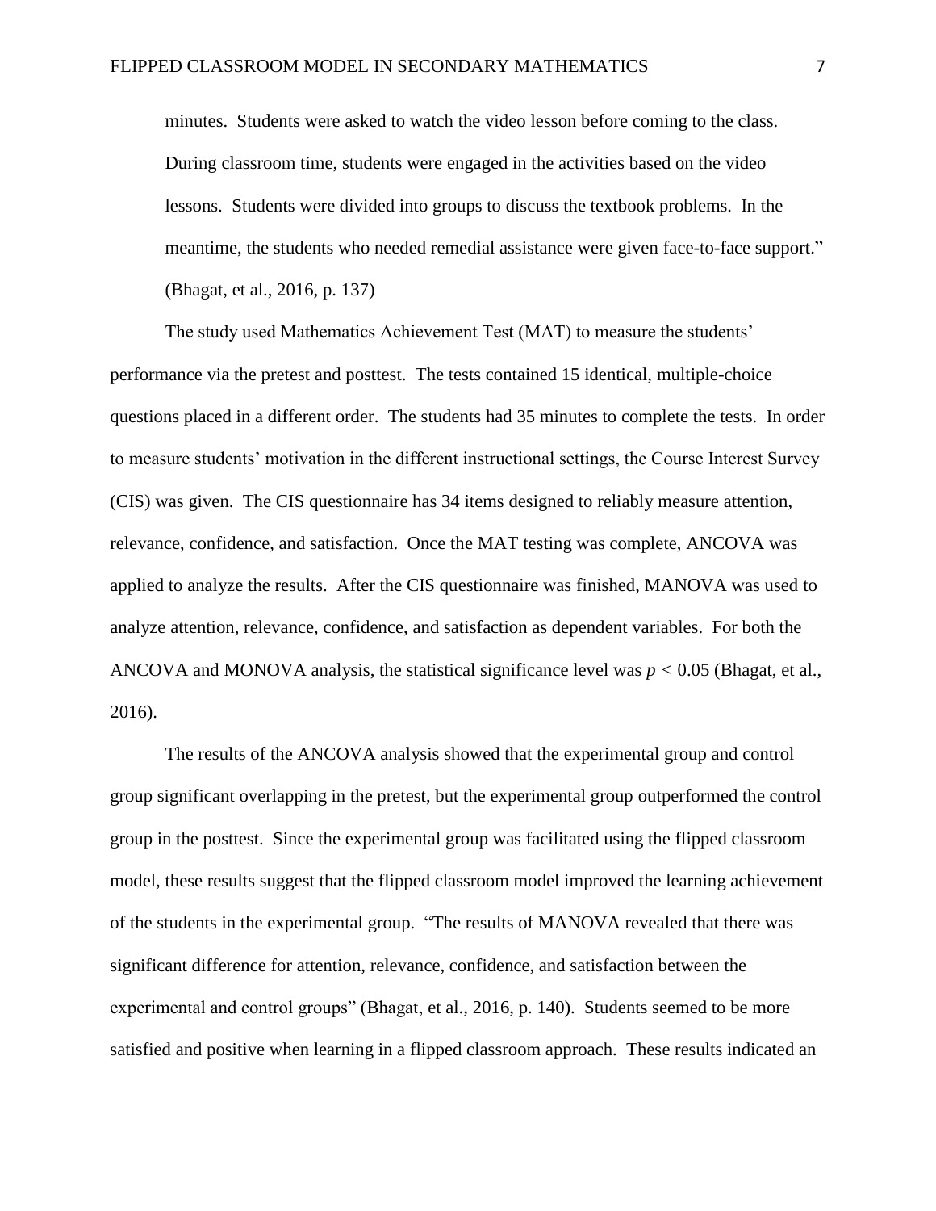> minutes. Students were asked to watch the video lesson before coming to the class. During classroom time, students were engaged in the activities based on the video lessons. Students were divided into groups to discuss the textbook problems. In the meantime, the students who needed remedial assistance were given face-to-face support." (Bhagat, et al., 2016, p. 137)

The study used Mathematics Achievement Test (MAT) to measure the students' performance via the pretest and posttest. The tests contained 15 identical, multiple-choice questions placed in a different order. The students had 35 minutes to complete the tests. In order to measure students' motivation in the different instructional settings, the Course Interest Survey (CIS) was given. The CIS questionnaire has 34 items designed to reliably measure attention, relevance, confidence, and satisfaction. Once the MAT testing was complete, ANCOVA was applied to analyze the results. After the CIS questionnaire was finished, MANOVA was used to analyze attention, relevance, confidence, and satisfaction as dependent variables. For both the ANCOVA and MONOVA analysis, the statistical significance level was $p < 0.05$ (Bhagat, et al., 2016).

The results of the ANCOVA analysis showed that the experimental group and control group significant overlapping in the pretest, but the experimental group outperformed the control group in the posttest. Since the experimental group was facilitated using the flipped classroom model, these results suggest that the flipped classroom model improved the learning achievement of the students in the experimental group. "The results of MANOVA revealed that there was significant difference for attention, relevance, confidence, and satisfaction between the experimental and control groups" (Bhagat, et al., 2016, p. 140). Students seemed to be more satisfied and positive when learning in a flipped classroom approach. These results indicated an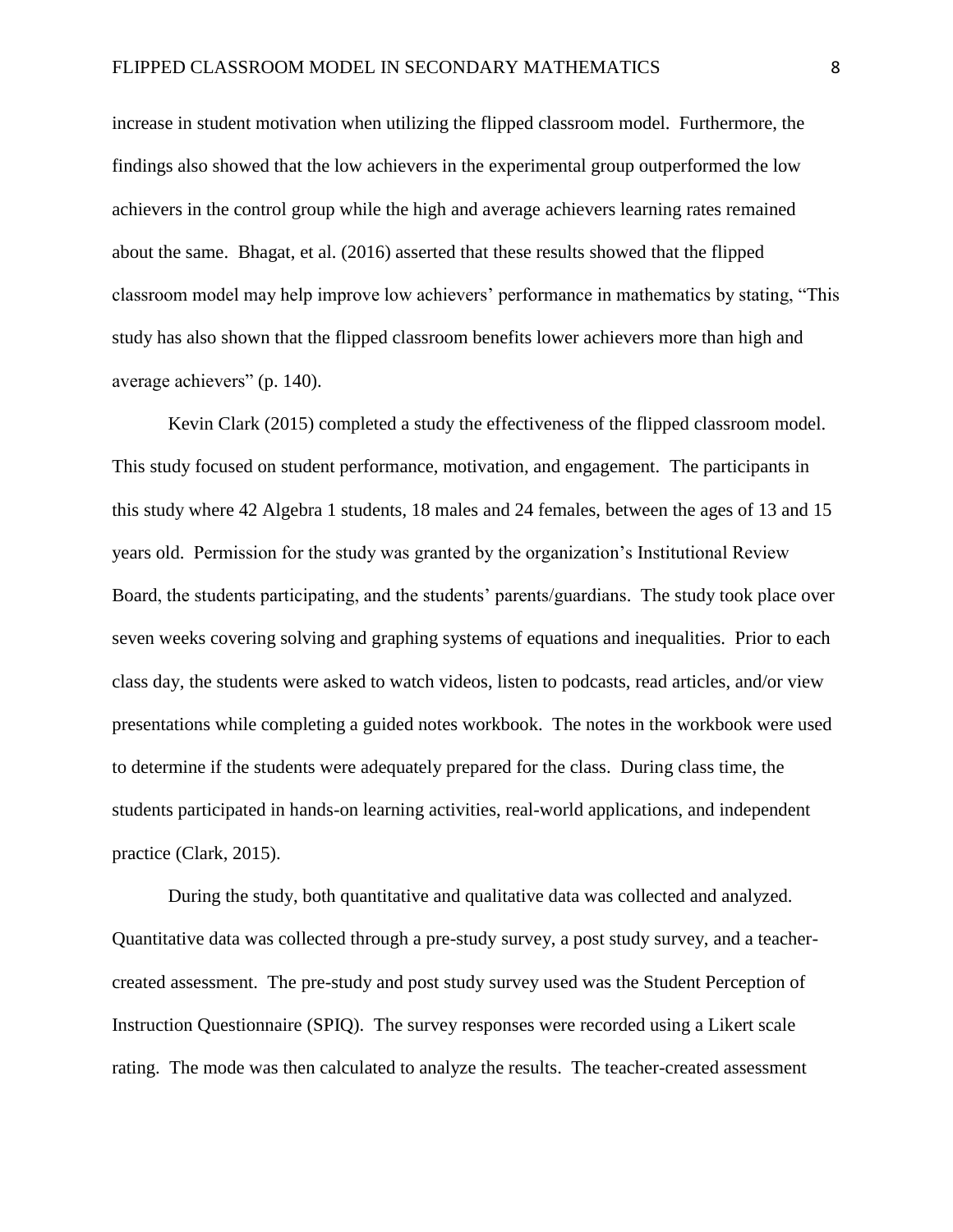increase in student motivation when utilizing the flipped classroom model. Furthermore, the findings also showed that the low achievers in the experimental group outperformed the low achievers in the control group while the high and average achievers learning rates remained about the same. Bhagat, et al. (2016) asserted that these results showed that the flipped classroom model may help improve low achievers' performance in mathematics by stating, "This study has also shown that the flipped classroom benefits lower achievers more than high and average achievers" (p. 140).

Kevin Clark (2015) completed a study the effectiveness of the flipped classroom model. This study focused on student performance, motivation, and engagement. The participants in this study where 42 Algebra 1 students, 18 males and 24 females, between the ages of 13 and 15 years old. Permission for the study was granted by the organization's Institutional Review Board, the students participating, and the students' parents/guardians. The study took place over seven weeks covering solving and graphing systems of equations and inequalities. Prior to each class day, the students were asked to watch videos, listen to podcasts, read articles, and/or view presentations while completing a guided notes workbook. The notes in the workbook were used to determine if the students were adequately prepared for the class. During class time, the students participated in hands-on learning activities, real-world applications, and independent practice (Clark, 2015).

During the study, both quantitative and qualitative data was collected and analyzed. Quantitative data was collected through a pre-study survey, a post study survey, and a teacher-created assessment. The pre-study and post study survey used was the Student Perception of Instruction Questionnaire (SPIQ). The survey responses were recorded using a Likert scale rating. The mode was then calculated to analyze the results. The teacher-created assessment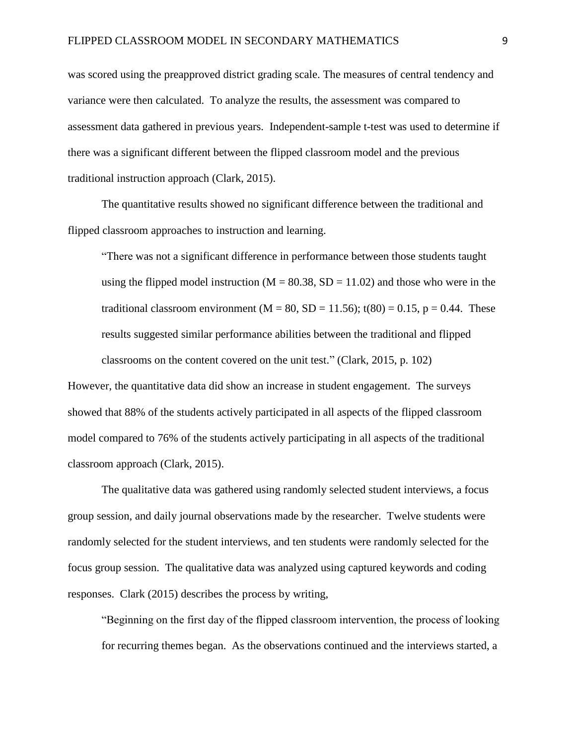was scored using the preapproved district grading scale. The measures of central tendency and variance were then calculated. To analyze the results, the assessment was compared to assessment data gathered in previous years. Independent-sample t-test was used to determine if there was a significant different between the flipped classroom model and the previous traditional instruction approach (Clark, 2015).

The quantitative results showed no significant difference between the traditional and flipped classroom approaches to instruction and learning.

> "There was not a significant difference in performance between those students taught using the flipped model instruction ($M = 80.38$, $SD = 11.02$) and those who were in the traditional classroom environment ($M = 80$, $SD = 11.56$); $t(80) = 0.15$, $p = 0.44$. These results suggested similar performance abilities between the traditional and flipped classrooms on the content covered on the unit test." (Clark, 2015, p. 102)

However, the quantitative data did show an increase in student engagement. The surveys showed that 88% of the students actively participated in all aspects of the flipped classroom model compared to 76% of the students actively participating in all aspects of the traditional classroom approach (Clark, 2015).

The qualitative data was gathered using randomly selected student interviews, a focus group session, and daily journal observations made by the researcher. Twelve students were randomly selected for the student interviews, and ten students were randomly selected for the focus group session. The qualitative data was analyzed using captured keywords and coding responses. Clark (2015) describes the process by writing,

> "Beginning on the first day of the flipped classroom intervention, the process of looking for recurring themes began. As the observations continued and the interviews started, a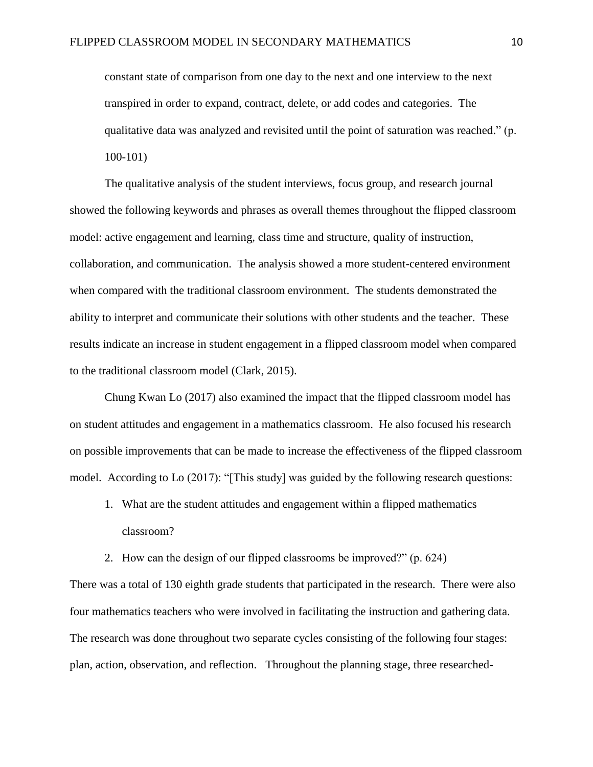> constant state of comparison from one day to the next and one interview to the next transpired in order to expand, contract, delete, or add codes and categories. The qualitative data was analyzed and revisited until the point of saturation was reached." (p. 100-101)

The qualitative analysis of the student interviews, focus group, and research journal showed the following keywords and phrases as overall themes throughout the flipped classroom model: active engagement and learning, class time and structure, quality of instruction, collaboration, and communication. The analysis showed a more student-centered environment when compared with the traditional classroom environment. The students demonstrated the ability to interpret and communicate their solutions with other students and the teacher. These results indicate an increase in student engagement in a flipped classroom model when compared to the traditional classroom model (Clark, 2015).

Chung Kwan Lo (2017) also examined the impact that the flipped classroom model has on student attitudes and engagement in a mathematics classroom. He also focused his research on possible improvements that can be made to increase the effectiveness of the flipped classroom model. According to Lo (2017): "[This study] was guided by the following research questions:

1. What are the student attitudes and engagement within a flipped mathematics classroom?
2. How can the design of our flipped classrooms be improved?" (p. 624)

There was a total of 130 eighth grade students that participated in the research. There were also four mathematics teachers who were involved in facilitating the instruction and gathering data. The research was done throughout two separate cycles consisting of the following four stages: plan, action, observation, and reflection. Throughout the planning stage, three researched-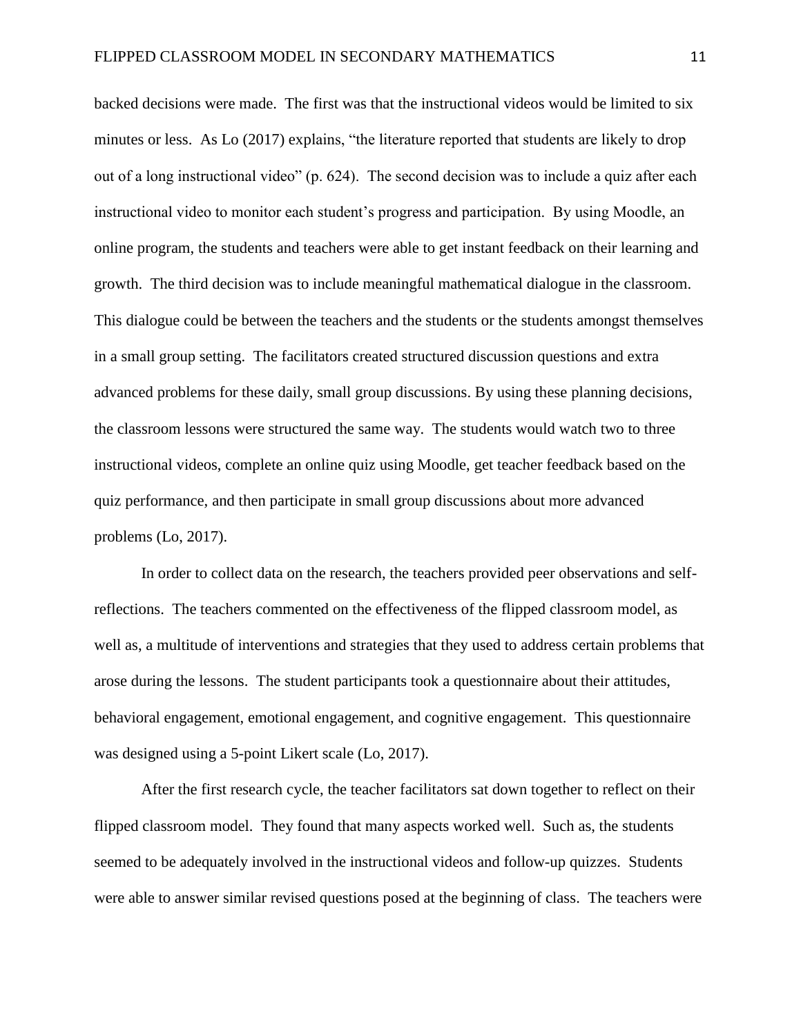backed decisions were made. The first was that the instructional videos would be limited to six minutes or less. As Lo (2017) explains, "the literature reported that students are likely to drop out of a long instructional video" (p. 624). The second decision was to include a quiz after each instructional video to monitor each student's progress and participation. By using Moodle, an online program, the students and teachers were able to get instant feedback on their learning and growth. The third decision was to include meaningful mathematical dialogue in the classroom. This dialogue could be between the teachers and the students or the students amongst themselves in a small group setting. The facilitators created structured discussion questions and extra advanced problems for these daily, small group discussions. By using these planning decisions, the classroom lessons were structured the same way. The students would watch two to three instructional videos, complete an online quiz using Moodle, get teacher feedback based on the quiz performance, and then participate in small group discussions about more advanced problems (Lo, 2017).

In order to collect data on the research, the teachers provided peer observations and self-reflections. The teachers commented on the effectiveness of the flipped classroom model, as well as, a multitude of interventions and strategies that they used to address certain problems that arose during the lessons. The student participants took a questionnaire about their attitudes, behavioral engagement, emotional engagement, and cognitive engagement. This questionnaire was designed using a 5-point Likert scale (Lo, 2017).

After the first research cycle, the teacher facilitators sat down together to reflect on their flipped classroom model. They found that many aspects worked well. Such as, the students seemed to be adequately involved in the instructional videos and follow-up quizzes. Students were able to answer similar revised questions posed at the beginning of class. The teachers were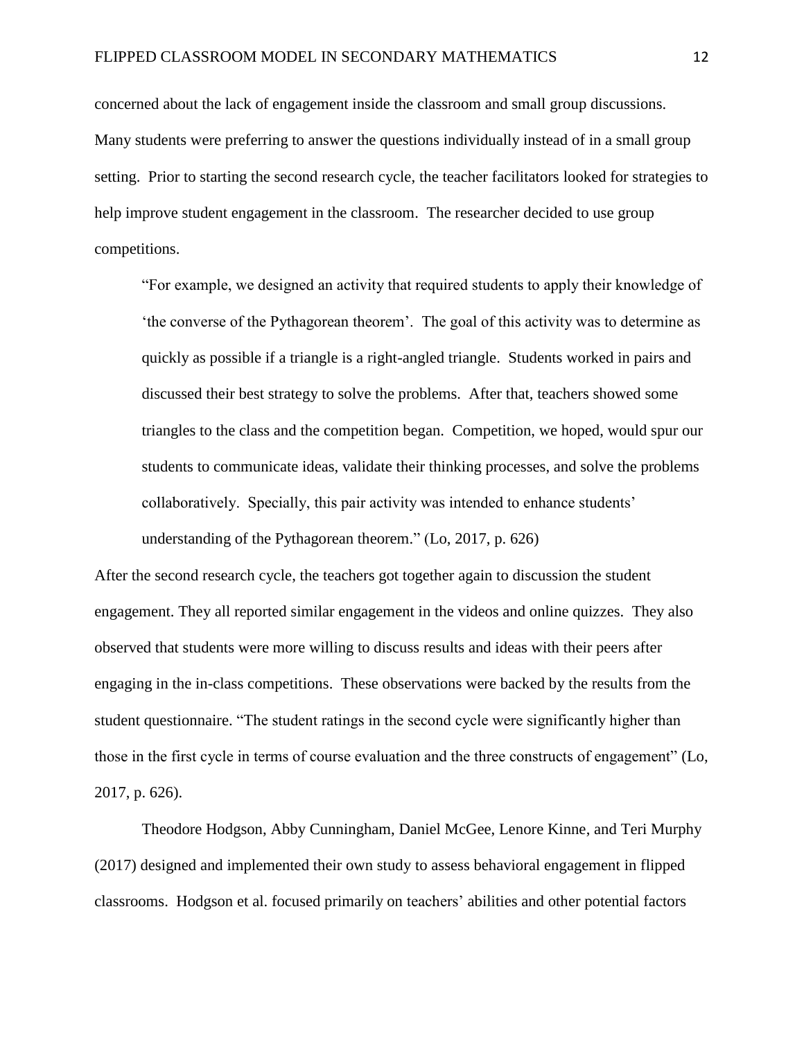concerned about the lack of engagement inside the classroom and small group discussions. Many students were preferring to answer the questions individually instead of in a small group setting. Prior to starting the second research cycle, the teacher facilitators looked for strategies to help improve student engagement in the classroom. The researcher decided to use group competitions.

> "For example, we designed an activity that required students to apply their knowledge of 'the converse of the Pythagorean theorem'. The goal of this activity was to determine as quickly as possible if a triangle is a right-angled triangle. Students worked in pairs and discussed their best strategy to solve the problems. After that, teachers showed some triangles to the class and the competition began. Competition, we hoped, would spur our students to communicate ideas, validate their thinking processes, and solve the problems collaboratively. Specially, this pair activity was intended to enhance students' understanding of the Pythagorean theorem." (Lo, 2017, p. 626)

After the second research cycle, the teachers got together again to discussion the student engagement. They all reported similar engagement in the videos and online quizzes. They also observed that students were more willing to discuss results and ideas with their peers after engaging in the in-class competitions. These observations were backed by the results from the student questionnaire. "The student ratings in the second cycle were significantly higher than those in the first cycle in terms of course evaluation and the three constructs of engagement" (Lo, 2017, p. 626).

Theodore Hodgson, Abby Cunningham, Daniel McGee, Lenore Kinne, and Teri Murphy (2017) designed and implemented their own study to assess behavioral engagement in flipped classrooms. Hodgson et al. focused primarily on teachers' abilities and other potential factors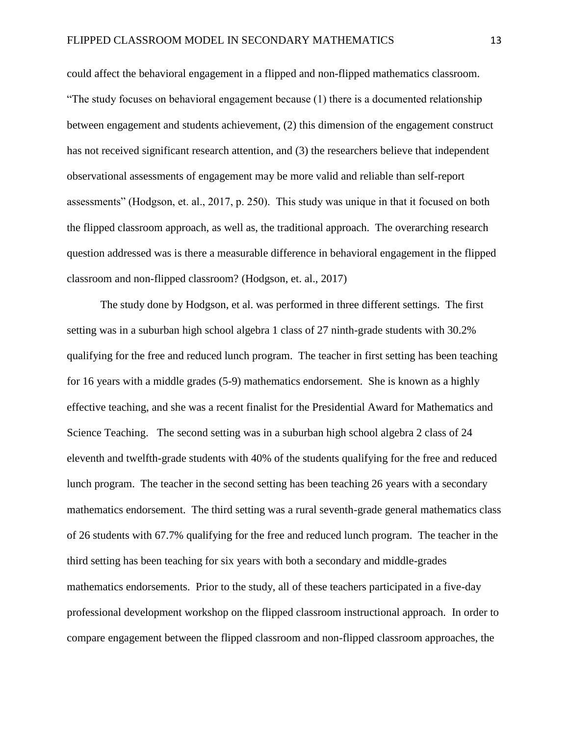could affect the behavioral engagement in a flipped and non-flipped mathematics classroom. "The study focuses on behavioral engagement because (1) there is a documented relationship between engagement and students achievement, (2) this dimension of the engagement construct has not received significant research attention, and (3) the researchers believe that independent observational assessments of engagement may be more valid and reliable than self-report assessments" (Hodgson, et. al., 2017, p. 250). This study was unique in that it focused on both the flipped classroom approach, as well as, the traditional approach. The overarching research question addressed was is there a measurable difference in behavioral engagement in the flipped classroom and non-flipped classroom? (Hodgson, et. al., 2017)

The study done by Hodgson, et al. was performed in three different settings. The first setting was in a suburban high school algebra 1 class of 27 ninth-grade students with 30.2% qualifying for the free and reduced lunch program. The teacher in first setting has been teaching for 16 years with a middle grades (5-9) mathematics endorsement. She is known as a highly effective teaching, and she was a recent finalist for the Presidential Award for Mathematics and Science Teaching. The second setting was in a suburban high school algebra 2 class of 24 eleventh and twelfth-grade students with 40% of the students qualifying for the free and reduced lunch program. The teacher in the second setting has been teaching 26 years with a secondary mathematics endorsement. The third setting was a rural seventh-grade general mathematics class of 26 students with 67.7% qualifying for the free and reduced lunch program. The teacher in the third setting has been teaching for six years with both a secondary and middle-grades mathematics endorsements. Prior to the study, all of these teachers participated in a five-day professional development workshop on the flipped classroom instructional approach. In order to compare engagement between the flipped classroom and non-flipped classroom approaches, the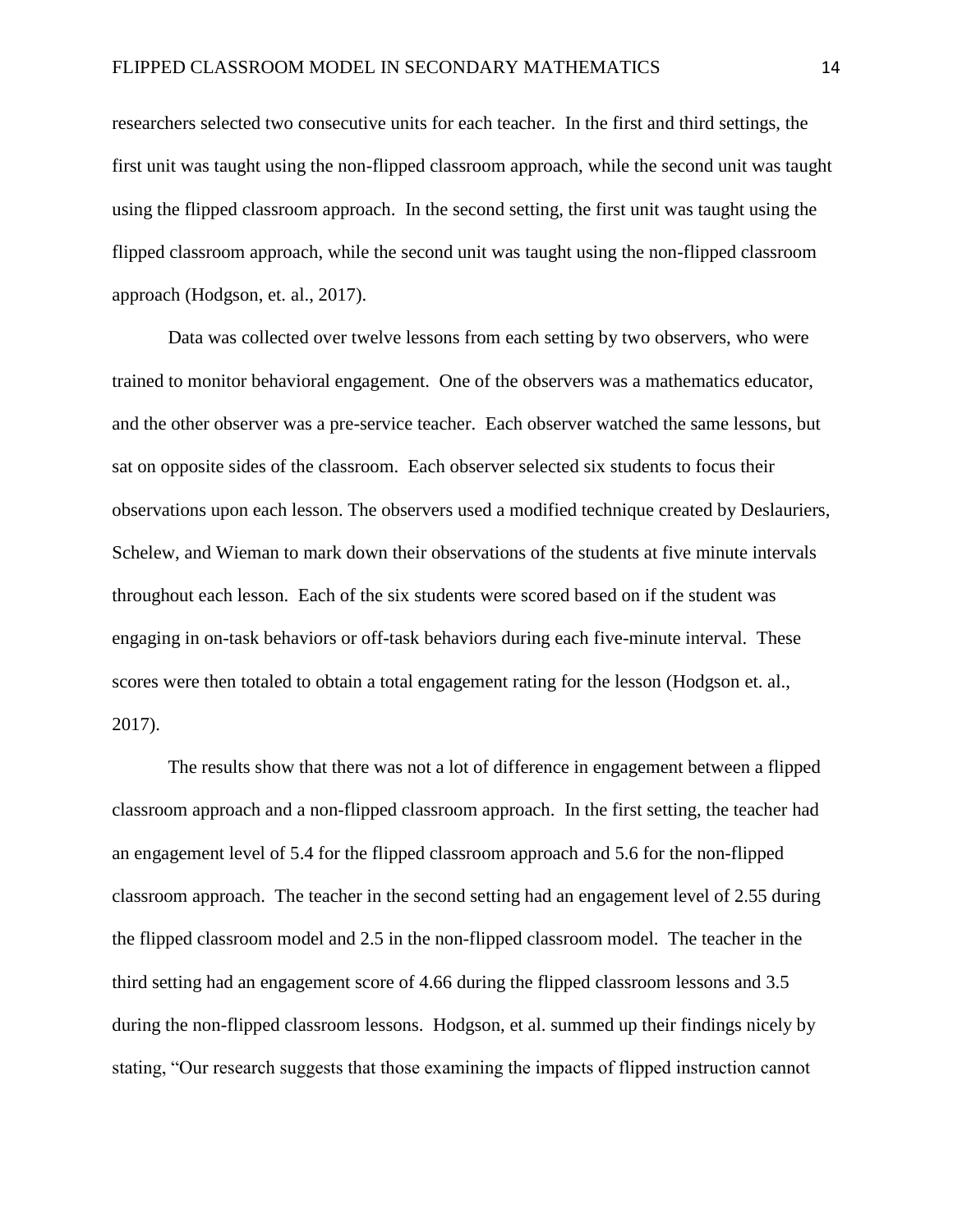researchers selected two consecutive units for each teacher. In the first and third settings, the first unit was taught using the non-flipped classroom approach, while the second unit was taught using the flipped classroom approach. In the second setting, the first unit was taught using the flipped classroom approach, while the second unit was taught using the non-flipped classroom approach (Hodgson, et. al., 2017).

Data was collected over twelve lessons from each setting by two observers, who were trained to monitor behavioral engagement. One of the observers was a mathematics educator, and the other observer was a pre-service teacher. Each observer watched the same lessons, but sat on opposite sides of the classroom. Each observer selected six students to focus their observations upon each lesson. The observers used a modified technique created by Deslauriers, Schelew, and Wieman to mark down their observations of the students at five minute intervals throughout each lesson. Each of the six students were scored based on if the student was engaging in on-task behaviors or off-task behaviors during each five-minute interval. These scores were then totaled to obtain a total engagement rating for the lesson (Hodgson et. al., 2017).

The results show that there was not a lot of difference in engagement between a flipped classroom approach and a non-flipped classroom approach. In the first setting, the teacher had an engagement level of 5.4 for the flipped classroom approach and 5.6 for the non-flipped classroom approach. The teacher in the second setting had an engagement level of 2.55 during the flipped classroom model and 2.5 in the non-flipped classroom model. The teacher in the third setting had an engagement score of 4.66 during the flipped classroom lessons and 3.5 during the non-flipped classroom lessons. Hodgson, et al. summed up their findings nicely by stating, "Our research suggests that those examining the impacts of flipped instruction cannot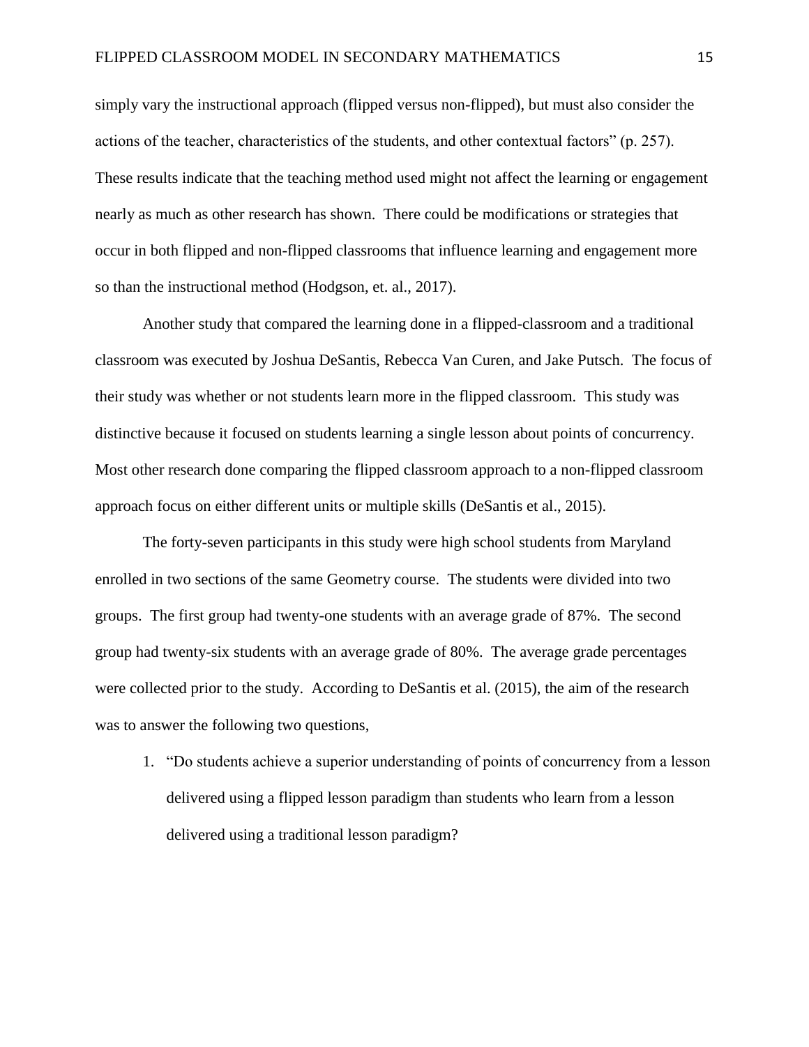simply vary the instructional approach (flipped versus non-flipped), but must also consider the actions of the teacher, characteristics of the students, and other contextual factors" (p. 257). These results indicate that the teaching method used might not affect the learning or engagement nearly as much as other research has shown. There could be modifications or strategies that occur in both flipped and non-flipped classrooms that influence learning and engagement more so than the instructional method (Hodgson, et. al., 2017).

Another study that compared the learning done in a flipped-classroom and a traditional classroom was executed by Joshua DeSantis, Rebecca Van Curen, and Jake Putsch. The focus of their study was whether or not students learn more in the flipped classroom. This study was distinctive because it focused on students learning a single lesson about points of concurrency. Most other research done comparing the flipped classroom approach to a non-flipped classroom approach focus on either different units or multiple skills (DeSantis et al., 2015).

The forty-seven participants in this study were high school students from Maryland enrolled in two sections of the same Geometry course. The students were divided into two groups. The first group had twenty-one students with an average grade of 87%. The second group had twenty-six students with an average grade of 80%. The average grade percentages were collected prior to the study. According to DeSantis et al. (2015), the aim of the research was to answer the following two questions,

1. "Do students achieve a superior understanding of points of concurrency from a lesson delivered using a flipped lesson paradigm than students who learn from a lesson delivered using a traditional lesson paradigm?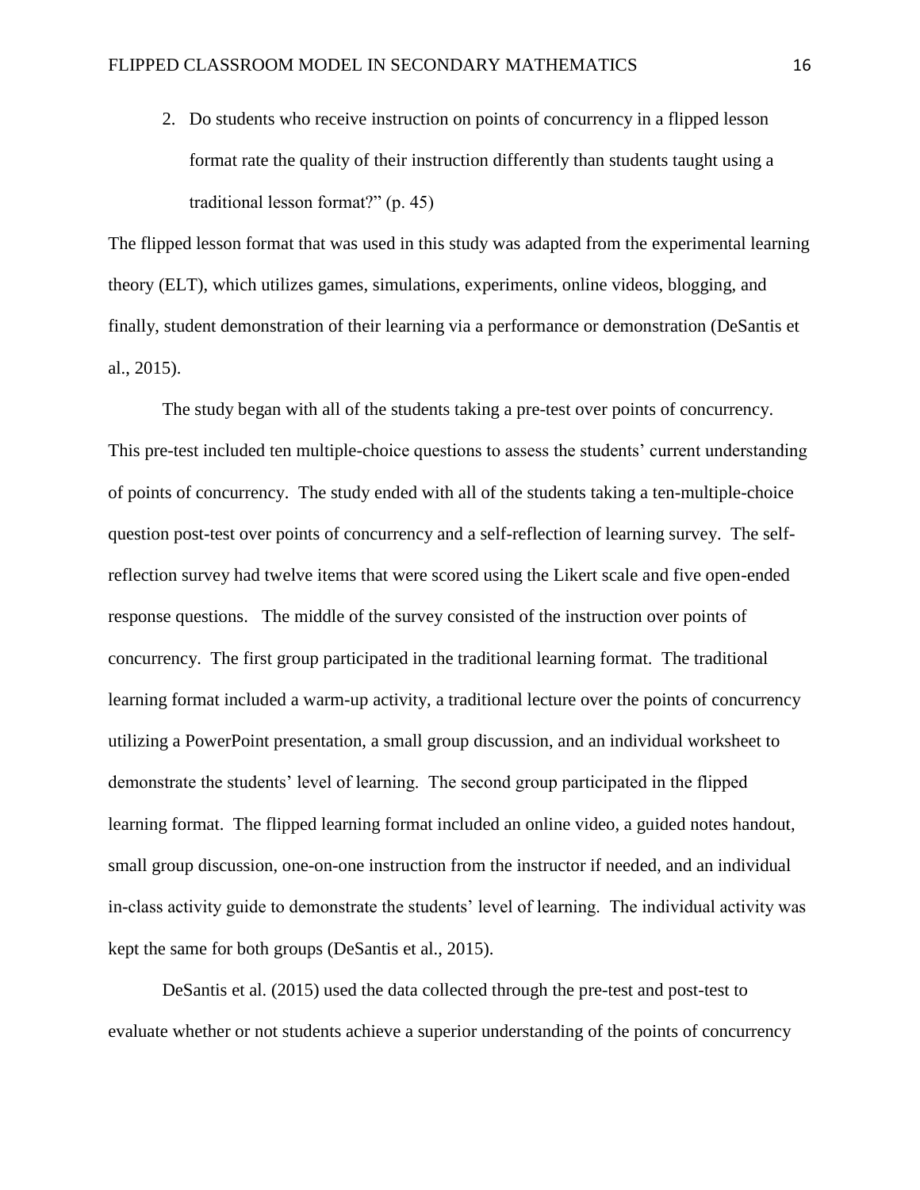2. Do students who receive instruction on points of concurrency in a flipped lesson format rate the quality of their instruction differently than students taught using a traditional lesson format?" (p. 45)

The flipped lesson format that was used in this study was adapted from the experimental learning theory (ELT), which utilizes games, simulations, experiments, online videos, blogging, and finally, student demonstration of their learning via a performance or demonstration (DeSantis et al., 2015).

The study began with all of the students taking a pre-test over points of concurrency. This pre-test included ten multiple-choice questions to assess the students' current understanding of points of concurrency. The study ended with all of the students taking a ten-multiple-choice question post-test over points of concurrency and a self-reflection of learning survey. The self-reflection survey had twelve items that were scored using the Likert scale and five open-ended response questions. The middle of the survey consisted of the instruction over points of concurrency. The first group participated in the traditional learning format. The traditional learning format included a warm-up activity, a traditional lecture over the points of concurrency utilizing a PowerPoint presentation, a small group discussion, and an individual worksheet to demonstrate the students' level of learning. The second group participated in the flipped learning format. The flipped learning format included an online video, a guided notes handout, small group discussion, one-on-one instruction from the instructor if needed, and an individual in-class activity guide to demonstrate the students' level of learning. The individual activity was kept the same for both groups (DeSantis et al., 2015).

DeSantis et al. (2015) used the data collected through the pre-test and post-test to evaluate whether or not students achieve a superior understanding of the points of concurrency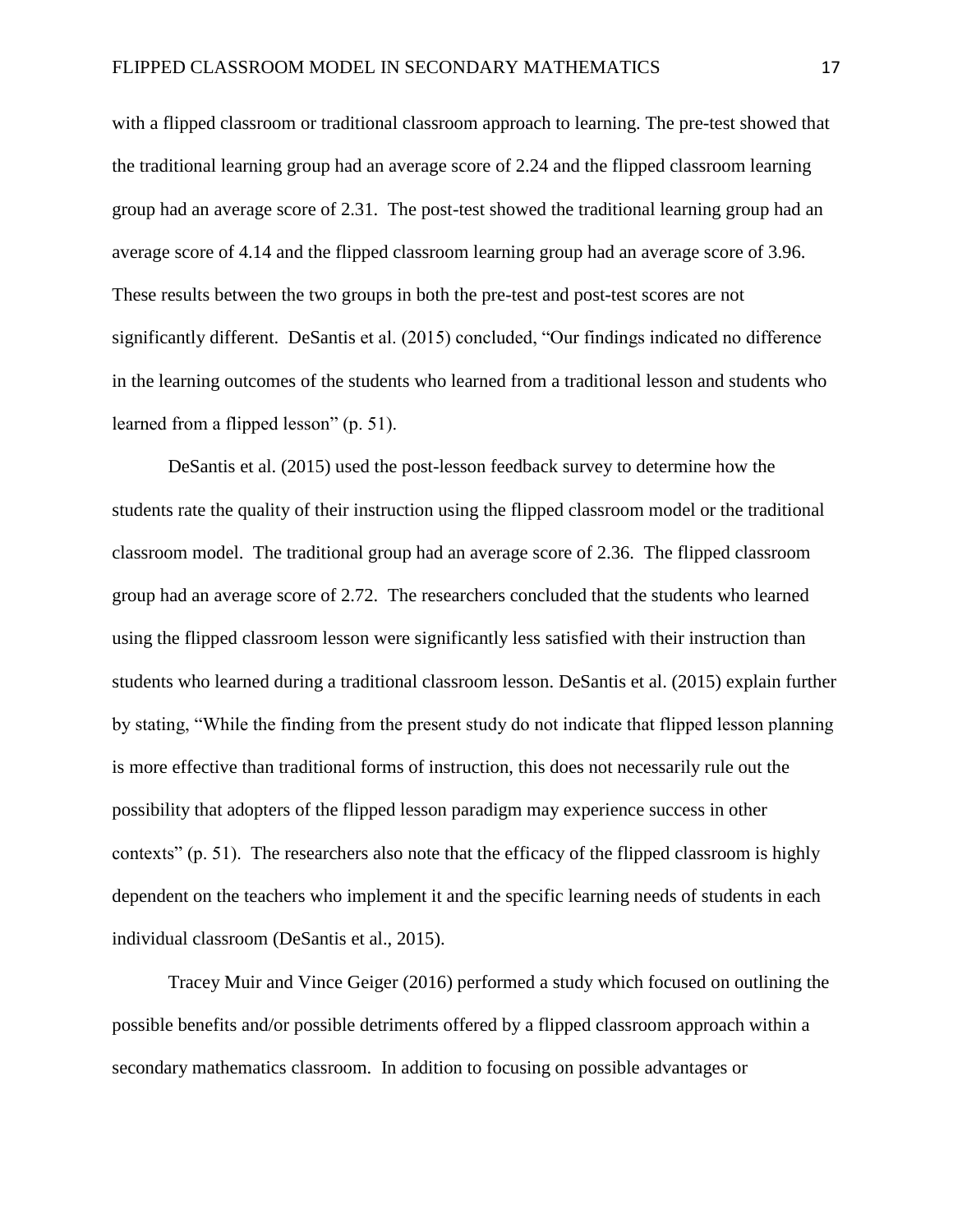with a flipped classroom or traditional classroom approach to learning. The pre-test showed that the traditional learning group had an average score of 2.24 and the flipped classroom learning group had an average score of 2.31. The post-test showed the traditional learning group had an average score of 4.14 and the flipped classroom learning group had an average score of 3.96. These results between the two groups in both the pre-test and post-test scores are not significantly different. DeSantis et al. (2015) concluded, "Our findings indicated no difference in the learning outcomes of the students who learned from a traditional lesson and students who learned from a flipped lesson" (p. 51).

DeSantis et al. (2015) used the post-lesson feedback survey to determine how the students rate the quality of their instruction using the flipped classroom model or the traditional classroom model. The traditional group had an average score of 2.36. The flipped classroom group had an average score of 2.72. The researchers concluded that the students who learned using the flipped classroom lesson were significantly less satisfied with their instruction than students who learned during a traditional classroom lesson. DeSantis et al. (2015) explain further by stating, "While the finding from the present study do not indicate that flipped lesson planning is more effective than traditional forms of instruction, this does not necessarily rule out the possibility that adopters of the flipped lesson paradigm may experience success in other contexts" (p. 51). The researchers also note that the efficacy of the flipped classroom is highly dependent on the teachers who implement it and the specific learning needs of students in each individual classroom (DeSantis et al., 2015).

Tracey Muir and Vince Geiger (2016) performed a study which focused on outlining the possible benefits and/or possible detriments offered by a flipped classroom approach within a secondary mathematics classroom. In addition to focusing on possible advantages or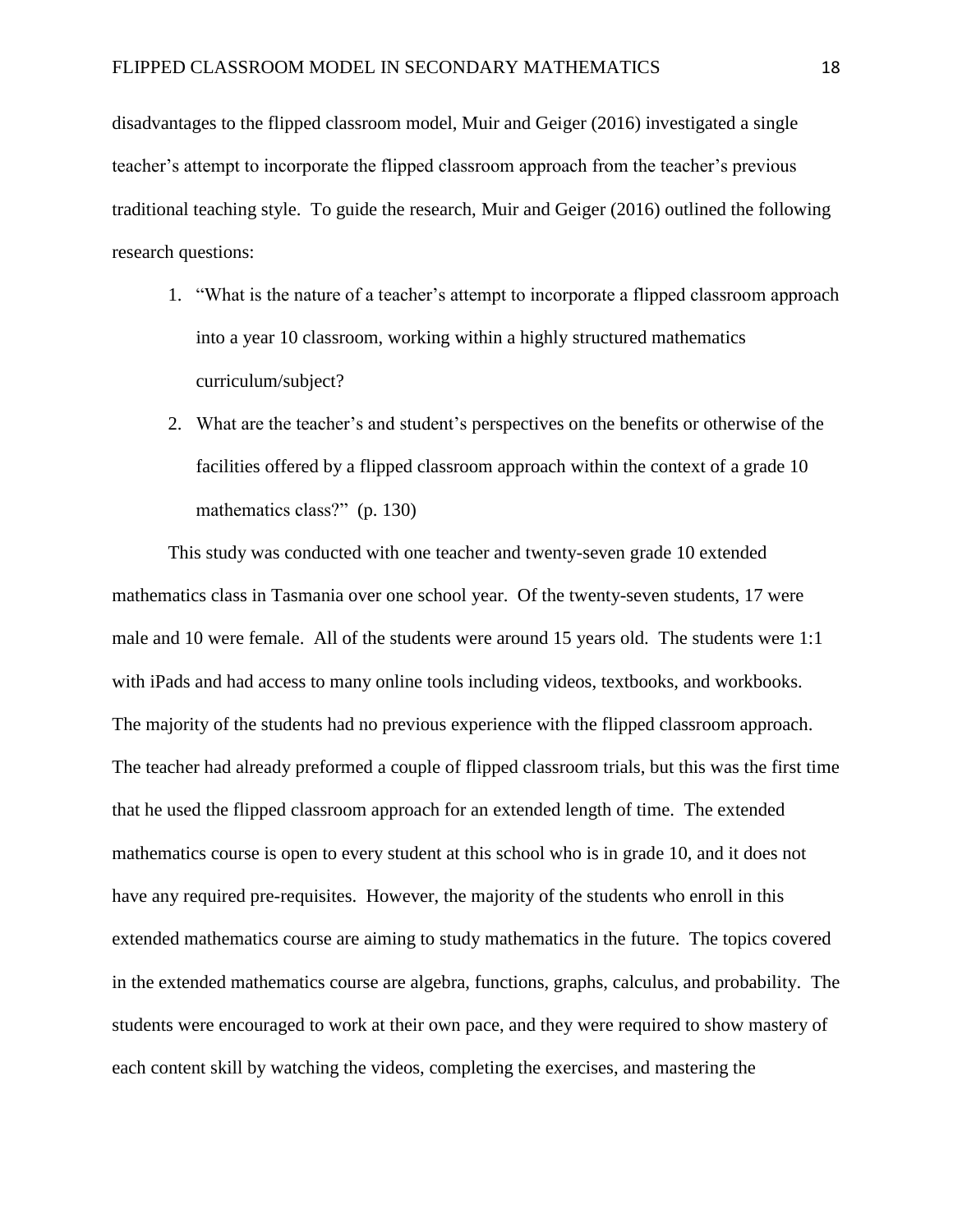disadvantages to the flipped classroom model, Muir and Geiger (2016) investigated a single teacher's attempt to incorporate the flipped classroom approach from the teacher's previous traditional teaching style. To guide the research, Muir and Geiger (2016) outlined the following research questions:

1. "What is the nature of a teacher's attempt to incorporate a flipped classroom approach into a year 10 classroom, working within a highly structured mathematics curriculum/subject?
2. What are the teacher's and student's perspectives on the benefits or otherwise of the facilities offered by a flipped classroom approach within the context of a grade 10 mathematics class?" (p. 130)

This study was conducted with one teacher and twenty-seven grade 10 extended mathematics class in Tasmania over one school year. Of the twenty-seven students, 17 were male and 10 were female. All of the students were around 15 years old. The students were 1:1 with iPads and had access to many online tools including videos, textbooks, and workbooks. The majority of the students had no previous experience with the flipped classroom approach. The teacher had already preformed a couple of flipped classroom trials, but this was the first time that he used the flipped classroom approach for an extended length of time. The extended mathematics course is open to every student at this school who is in grade 10, and it does not have any required pre-requisites. However, the majority of the students who enroll in this extended mathematics course are aiming to study mathematics in the future. The topics covered in the extended mathematics course are algebra, functions, graphs, calculus, and probability. The students were encouraged to work at their own pace, and they were required to show mastery of each content skill by watching the videos, completing the exercises, and mastering the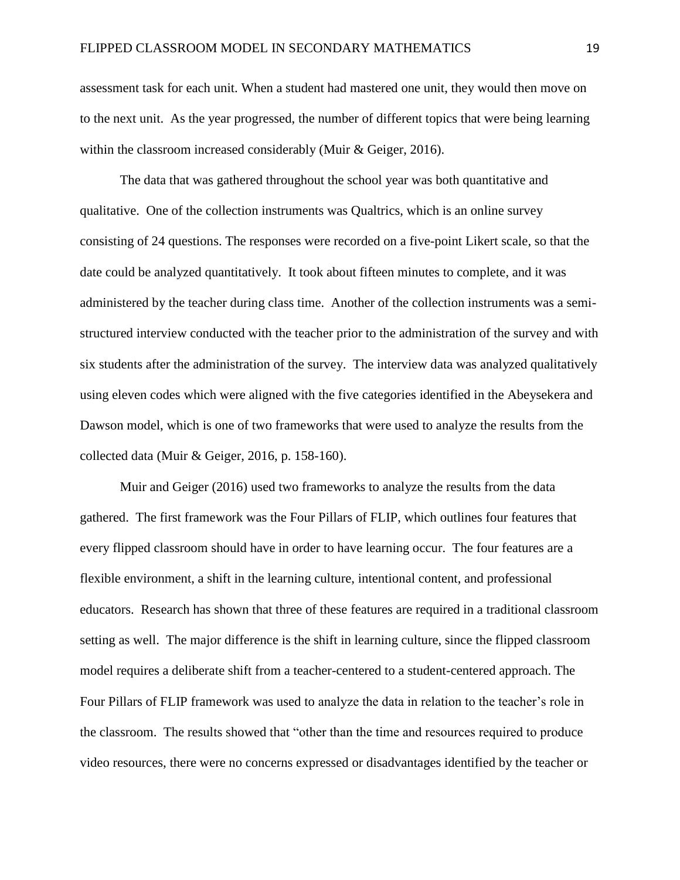assessment task for each unit. When a student had mastered one unit, they would then move on to the next unit. As the year progressed, the number of different topics that were being learning within the classroom increased considerably (Muir & Geiger, 2016).

The data that was gathered throughout the school year was both quantitative and qualitative. One of the collection instruments was Qualtrics, which is an online survey consisting of 24 questions. The responses were recorded on a five-point Likert scale, so that the date could be analyzed quantitatively. It took about fifteen minutes to complete, and it was administered by the teacher during class time. Another of the collection instruments was a semi-structured interview conducted with the teacher prior to the administration of the survey and with six students after the administration of the survey. The interview data was analyzed qualitatively using eleven codes which were aligned with the five categories identified in the Abeysekera and Dawson model, which is one of two frameworks that were used to analyze the results from the collected data (Muir & Geiger, 2016, p. 158-160).

Muir and Geiger (2016) used two frameworks to analyze the results from the data gathered. The first framework was the Four Pillars of FLIP, which outlines four features that every flipped classroom should have in order to have learning occur. The four features are a flexible environment, a shift in the learning culture, intentional content, and professional educators. Research has shown that three of these features are required in a traditional classroom setting as well. The major difference is the shift in learning culture, since the flipped classroom model requires a deliberate shift from a teacher-centered to a student-centered approach. The Four Pillars of FLIP framework was used to analyze the data in relation to the teacher's role in the classroom. The results showed that "other than the time and resources required to produce video resources, there were no concerns expressed or disadvantages identified by the teacher or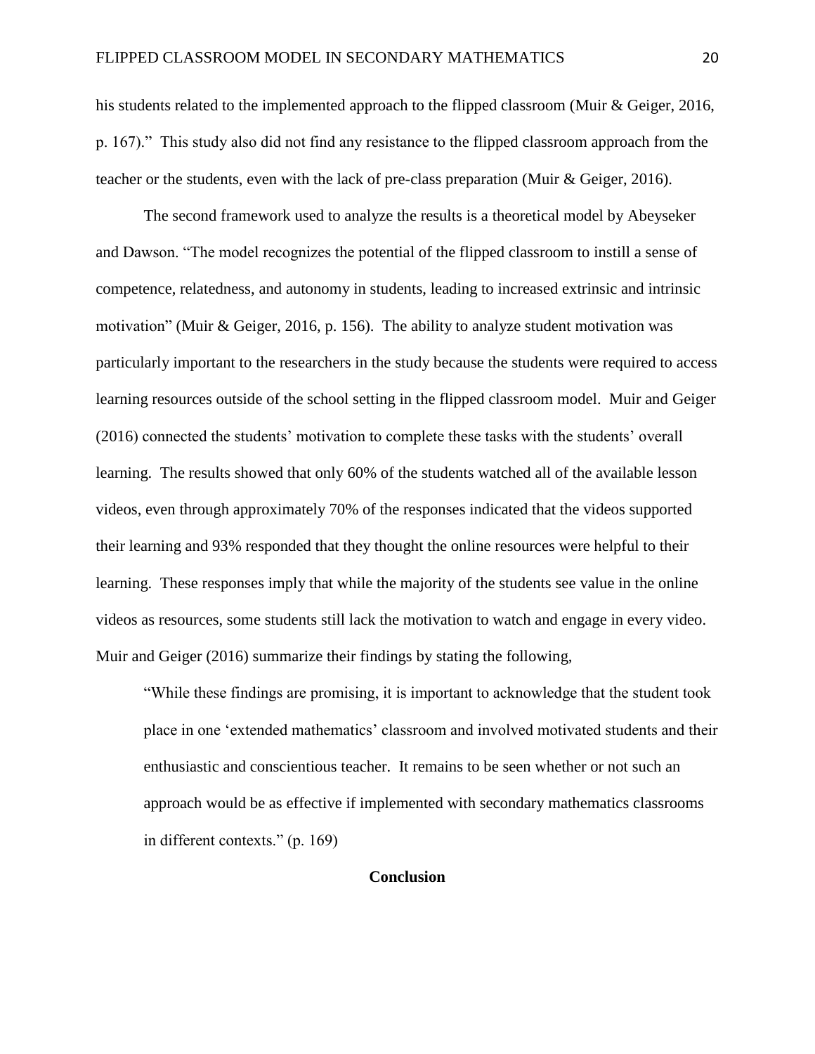his students related to the implemented approach to the flipped classroom (Muir & Geiger, 2016, p. 167)." This study also did not find any resistance to the flipped classroom approach from the teacher or the students, even with the lack of pre-class preparation (Muir & Geiger, 2016).

The second framework used to analyze the results is a theoretical model by Abeyseker and Dawson. "The model recognizes the potential of the flipped classroom to instill a sense of competence, relatedness, and autonomy in students, leading to increased extrinsic and intrinsic motivation" (Muir & Geiger, 2016, p. 156). The ability to analyze student motivation was particularly important to the researchers in the study because the students were required to access learning resources outside of the school setting in the flipped classroom model. Muir and Geiger (2016) connected the students' motivation to complete these tasks with the students' overall learning. The results showed that only 60% of the students watched all of the available lesson videos, even through approximately 70% of the responses indicated that the videos supported their learning and 93% responded that they thought the online resources were helpful to their learning. These responses imply that while the majority of the students see value in the online videos as resources, some students still lack the motivation to watch and engage in every video. Muir and Geiger (2016) summarize their findings by stating the following,

> "While these findings are promising, it is important to acknowledge that the student took place in one 'extended mathematics' classroom and involved motivated students and their enthusiastic and conscientious teacher. It remains to be seen whether or not such an approach would be as effective if implemented with secondary mathematics classrooms in different contexts." (p. 169)

## Conclusion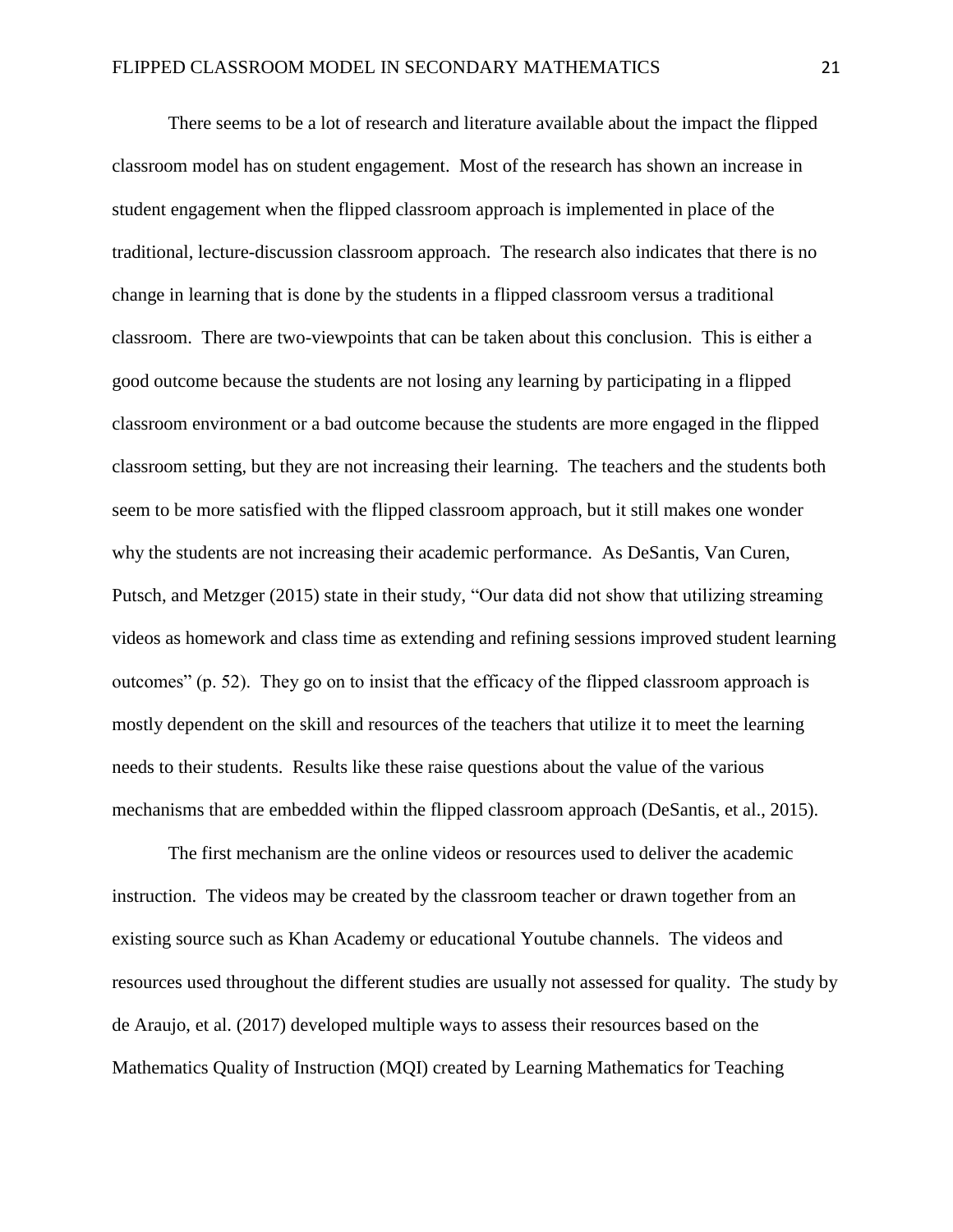There seems to be a lot of research and literature available about the impact the flipped classroom model has on student engagement. Most of the research has shown an increase in student engagement when the flipped classroom approach is implemented in place of the traditional, lecture-discussion classroom approach. The research also indicates that there is no change in learning that is done by the students in a flipped classroom versus a traditional classroom. There are two-viewpoints that can be taken about this conclusion. This is either a good outcome because the students are not losing any learning by participating in a flipped classroom environment or a bad outcome because the students are more engaged in the flipped classroom setting, but they are not increasing their learning. The teachers and the students both seem to be more satisfied with the flipped classroom approach, but it still makes one wonder why the students are not increasing their academic performance. As DeSantis, Van Curen, Putsch, and Metzger (2015) state in their study, "Our data did not show that utilizing streaming videos as homework and class time as extending and refining sessions improved student learning outcomes" (p. 52). They go on to insist that the efficacy of the flipped classroom approach is mostly dependent on the skill and resources of the teachers that utilize it to meet the learning needs to their students. Results like these raise questions about the value of the various mechanisms that are embedded within the flipped classroom approach (DeSantis, et al., 2015).

The first mechanism are the online videos or resources used to deliver the academic instruction. The videos may be created by the classroom teacher or drawn together from an existing source such as Khan Academy or educational Youtube channels. The videos and resources used throughout the different studies are usually not assessed for quality. The study by de Araujo, et al. (2017) developed multiple ways to assess their resources based on the Mathematics Quality of Instruction (MQI) created by Learning Mathematics for Teaching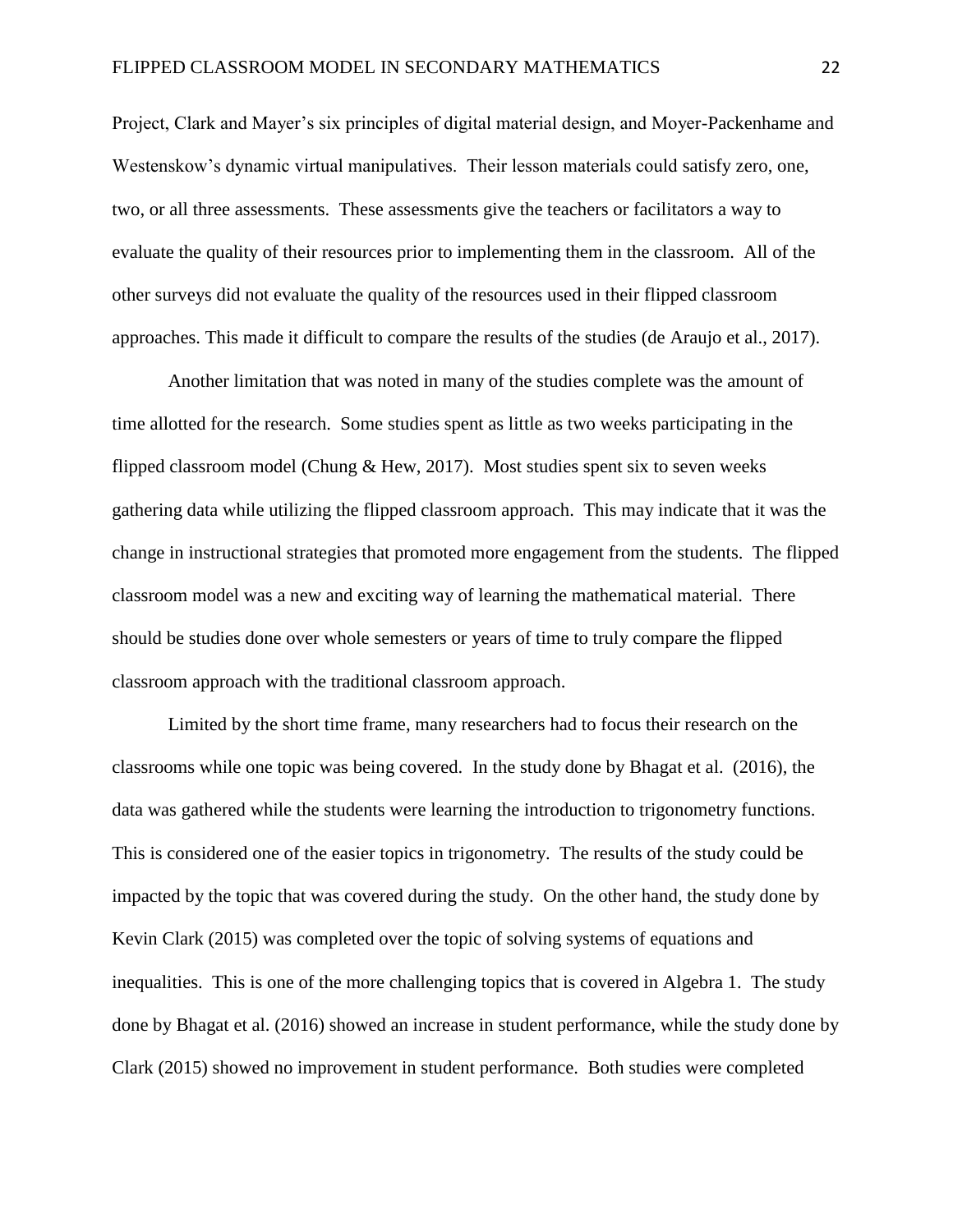Project, Clark and Mayer's six principles of digital material design, and Moyer-Packenhame and Westenskow's dynamic virtual manipulatives. Their lesson materials could satisfy zero, one, two, or all three assessments. These assessments give the teachers or facilitators a way to evaluate the quality of their resources prior to implementing them in the classroom. All of the other surveys did not evaluate the quality of the resources used in their flipped classroom approaches. This made it difficult to compare the results of the studies (de Araujo et al., 2017).

Another limitation that was noted in many of the studies complete was the amount of time allotted for the research. Some studies spent as little as two weeks participating in the flipped classroom model (Chung & Hew, 2017). Most studies spent six to seven weeks gathering data while utilizing the flipped classroom approach. This may indicate that it was the change in instructional strategies that promoted more engagement from the students. The flipped classroom model was a new and exciting way of learning the mathematical material. There should be studies done over whole semesters or years of time to truly compare the flipped classroom approach with the traditional classroom approach.

Limited by the short time frame, many researchers had to focus their research on the classrooms while one topic was being covered. In the study done by Bhagat et al. (2016), the data was gathered while the students were learning the introduction to trigonometry functions. This is considered one of the easier topics in trigonometry. The results of the study could be impacted by the topic that was covered during the study. On the other hand, the study done by Kevin Clark (2015) was completed over the topic of solving systems of equations and inequalities. This is one of the more challenging topics that is covered in Algebra 1. The study done by Bhagat et al. (2016) showed an increase in student performance, while the study done by Clark (2015) showed no improvement in student performance. Both studies were completed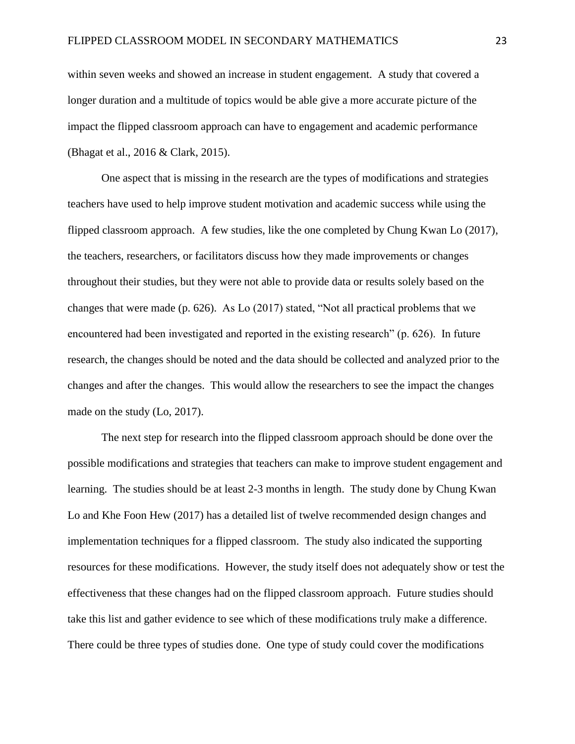within seven weeks and showed an increase in student engagement. A study that covered a longer duration and a multitude of topics would be able give a more accurate picture of the impact the flipped classroom approach can have to engagement and academic performance (Bhagat et al., 2016 & Clark, 2015).

One aspect that is missing in the research are the types of modifications and strategies teachers have used to help improve student motivation and academic success while using the flipped classroom approach. A few studies, like the one completed by Chung Kwan Lo (2017), the teachers, researchers, or facilitators discuss how they made improvements or changes throughout their studies, but they were not able to provide data or results solely based on the changes that were made (p. 626). As Lo (2017) stated, "Not all practical problems that we encountered had been investigated and reported in the existing research" (p. 626). In future research, the changes should be noted and the data should be collected and analyzed prior to the changes and after the changes. This would allow the researchers to see the impact the changes made on the study (Lo, 2017).

The next step for research into the flipped classroom approach should be done over the possible modifications and strategies that teachers can make to improve student engagement and learning. The studies should be at least 2-3 months in length. The study done by Chung Kwan Lo and Khe Foon Hew (2017) has a detailed list of twelve recommended design changes and implementation techniques for a flipped classroom. The study also indicated the supporting resources for these modifications. However, the study itself does not adequately show or test the effectiveness that these changes had on the flipped classroom approach. Future studies should take this list and gather evidence to see which of these modifications truly make a difference. There could be three types of studies done. One type of study could cover the modifications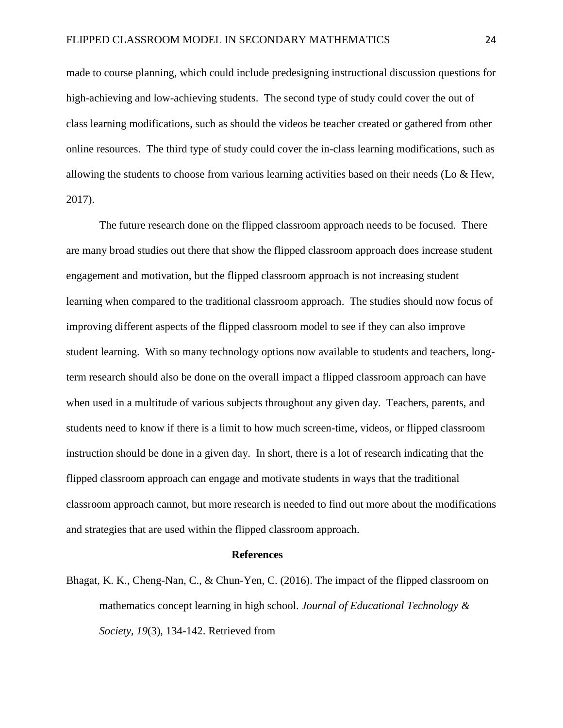made to course planning, which could include predesigning instructional discussion questions for high-achieving and low-achieving students. The second type of study could cover the out of class learning modifications, such as should the videos be teacher created or gathered from other online resources. The third type of study could cover the in-class learning modifications, such as allowing the students to choose from various learning activities based on their needs (Lo & Hew, 2017).

The future research done on the flipped classroom approach needs to be focused. There are many broad studies out there that show the flipped classroom approach does increase student engagement and motivation, but the flipped classroom approach is not increasing student learning when compared to the traditional classroom approach. The studies should now focus of improving different aspects of the flipped classroom model to see if they can also improve student learning. With so many technology options now available to students and teachers, long-term research should also be done on the overall impact a flipped classroom approach can have when used in a multitude of various subjects throughout any given day. Teachers, parents, and students need to know if there is a limit to how much screen-time, videos, or flipped classroom instruction should be done in a given day. In short, there is a lot of research indicating that the flipped classroom approach can engage and motivate students in ways that the traditional classroom approach cannot, but more research is needed to find out more about the modifications and strategies that are used within the flipped classroom approach.

## References

Bhagat, K. K., Cheng-Nan, C., & Chun-Yen, C. (2016). The impact of the flipped classroom on mathematics concept learning in high school. *Journal of Educational Technology & Society, 19*(3), 134-142. Retrieved from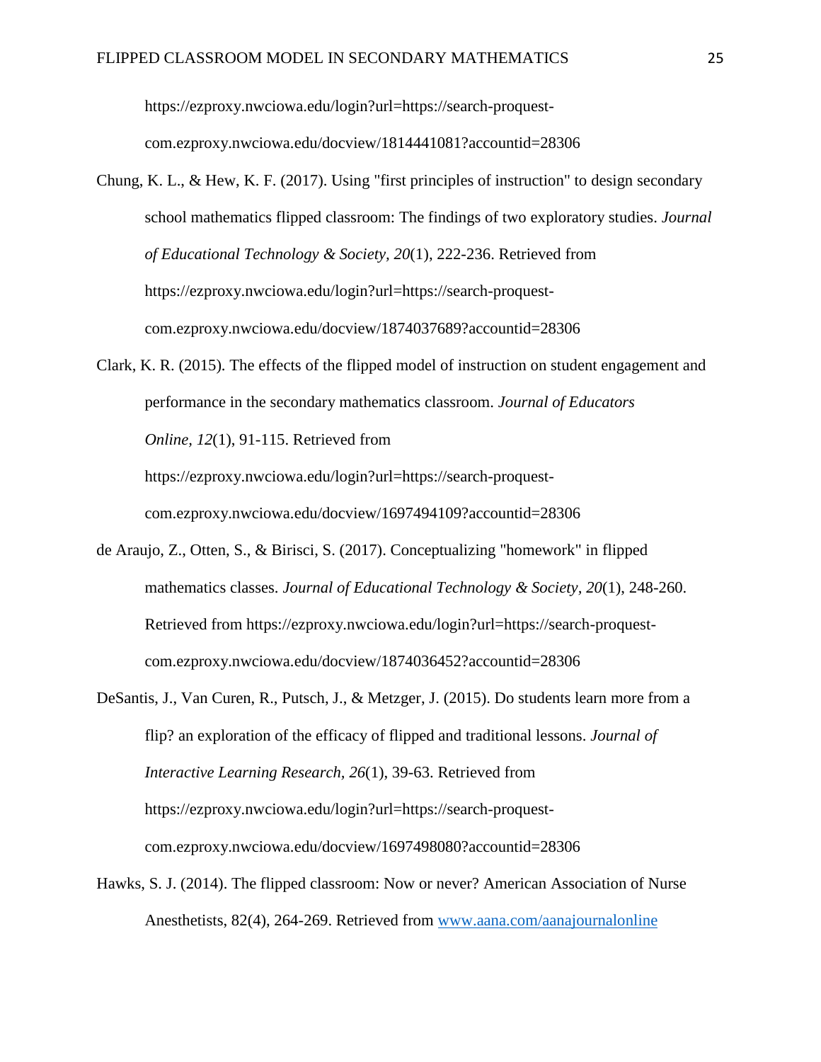https://ezproxy.nwciowa.edu/login?url=https://search-proquest-com.ezproxy.nwciowa.edu/docview/1814441081?accountid=28306

Chung, K. L., & Hew, K. F. (2017). Using "first principles of instruction" to design secondary school mathematics flipped classroom: The findings of two exploratory studies. *Journal of Educational Technology & Society, 20*(1), 222-236. Retrieved from https://ezproxy.nwciowa.edu/login?url=https://search-proquest-com.ezproxy.nwciowa.edu/docview/1874037689?accountid=28306

Clark, K. R. (2015). The effects of the flipped model of instruction on student engagement and performance in the secondary mathematics classroom. *Journal of Educators Online*, *12*(1), 91-115. Retrieved from https://ezproxy.nwciowa.edu/login?url=https://search-proquest-com.ezproxy.nwciowa.edu/docview/1697494109?accountid=28306

de Araujo, Z., Otten, S., & Birisci, S. (2017). Conceptualizing "homework" in flipped mathematics classes. *Journal of Educational Technology & Society, 20*(1), 248-260. Retrieved from https://ezproxy.nwciowa.edu/login?url=https://search-proquest-com.ezproxy.nwciowa.edu/docview/1874036452?accountid=28306

DeSantis, J., Van Curen, R., Putsch, J., & Metzger, J. (2015). Do students learn more from a flip? an exploration of the efficacy of flipped and traditional lessons. *Journal of Interactive Learning Research, 26*(1), 39-63. Retrieved from https://ezproxy.nwciowa.edu/login?url=https://search-proquest-com.ezproxy.nwciowa.edu/docview/1697498080?accountid=28306

Hawks, S. J. (2014). The flipped classroom: Now or never? American Association of Nurse Anesthetists, 82(4), 264-269. Retrieved from [www.aana.com/aanajournalonline](http://www.aana.com/aanajournalonline)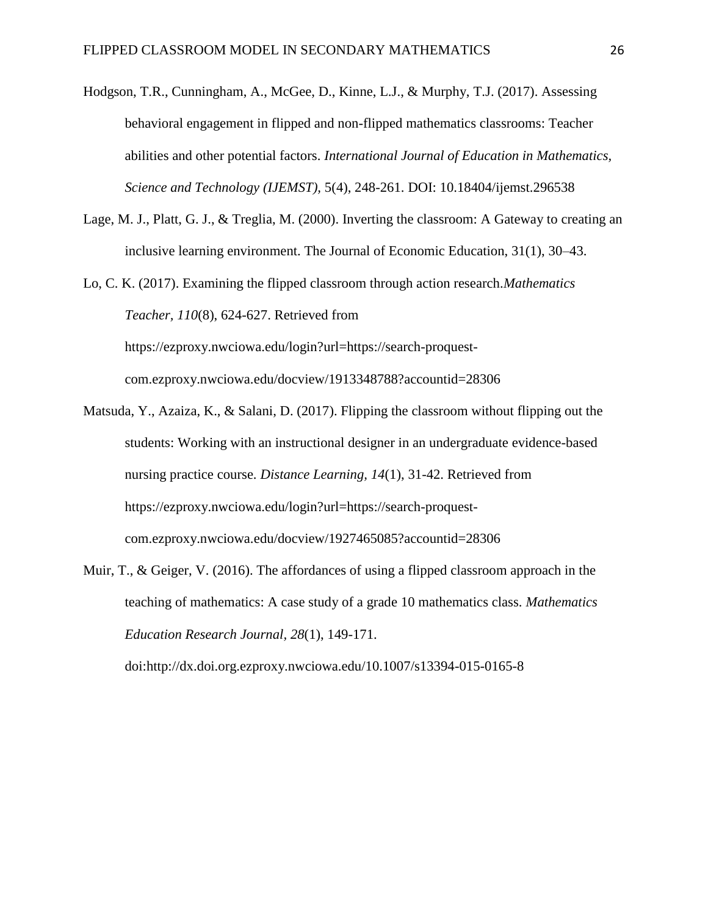Hodgson, T.R., Cunningham, A., McGee, D., Kinne, L.J., & Murphy, T.J. (2017). Assessing behavioral engagement in flipped and non-flipped mathematics classrooms: Teacher abilities and other potential factors. *International Journal of Education in Mathematics, Science and Technology (IJEMST),* 5(4), 248-261. DOI: 10.18404/ijemst.296538

Lage, M. J., Platt, G. J., & Treglia, M. (2000). Inverting the classroom: A Gateway to creating an inclusive learning environment. The Journal of Economic Education, 31(1), 30–43.

Lo, C. K. (2017). Examining the flipped classroom through action research.*Mathematics Teacher, 110*(8), 624-627. Retrieved from https://ezproxy.nwciowa.edu/login?url=https://search-proquest-com.ezproxy.nwciowa.edu/docview/1913348788?accountid=28306

Matsuda, Y., Azaiza, K., & Salani, D. (2017). Flipping the classroom without flipping out the students: Working with an instructional designer in an undergraduate evidence-based nursing practice course. *Distance Learning, 14*(1), 31-42. Retrieved from https://ezproxy.nwciowa.edu/login?url=https://search-proquest-com.ezproxy.nwciowa.edu/docview/1927465085?accountid=28306

Muir, T., & Geiger, V. (2016). The affordances of using a flipped classroom approach in the teaching of mathematics: A case study of a grade 10 mathematics class. *Mathematics Education Research Journal, 28*(1), 149-171. doi:http://dx.doi.org.ezproxy.nwciowa.edu/10.1007/s13394-015-0165-8